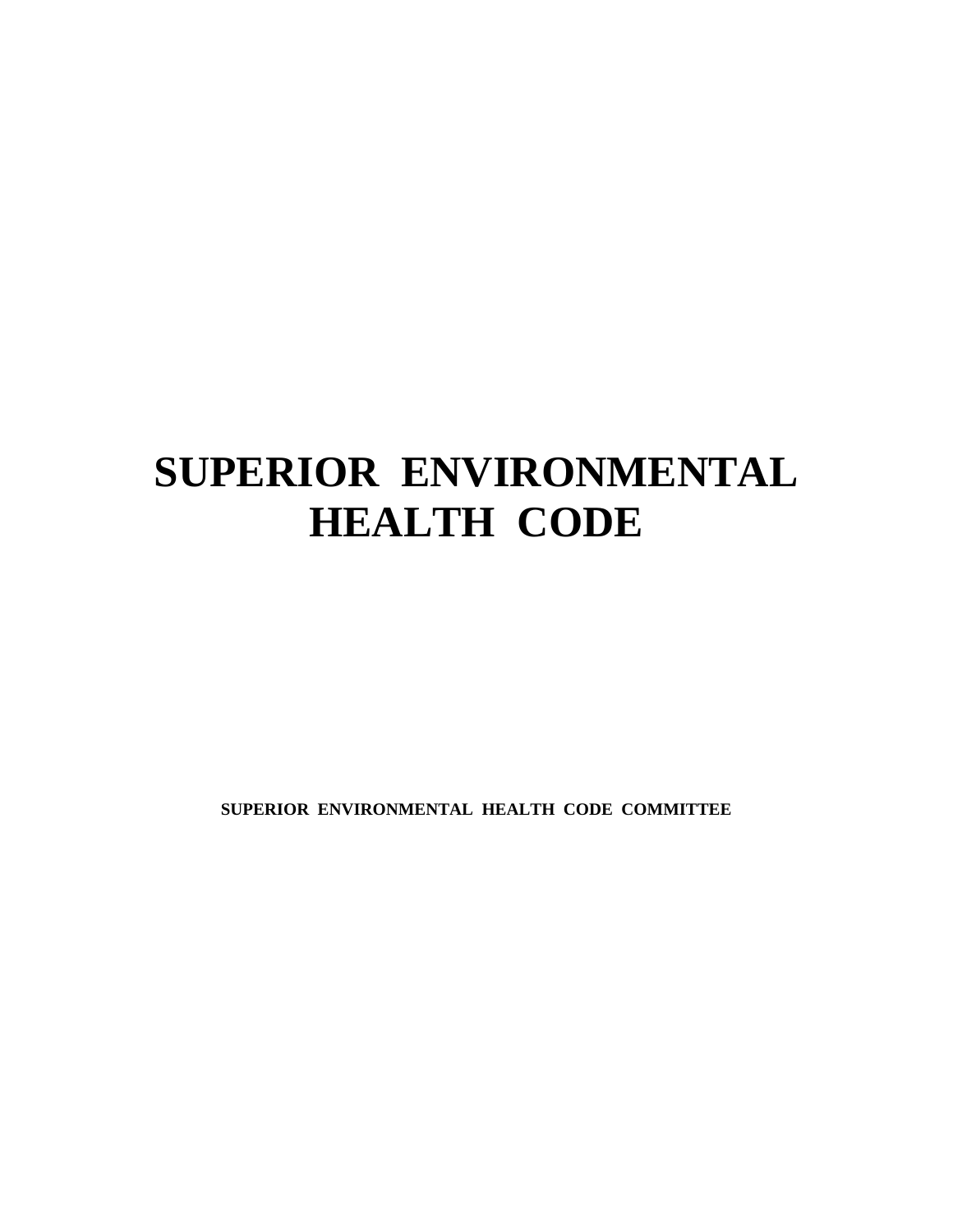# SUPERIOR ENVIRONMENTAL HEALTH CODE

**SUPERIOR ENVIRONMENTAL HEALTH CODE COMMITTEE**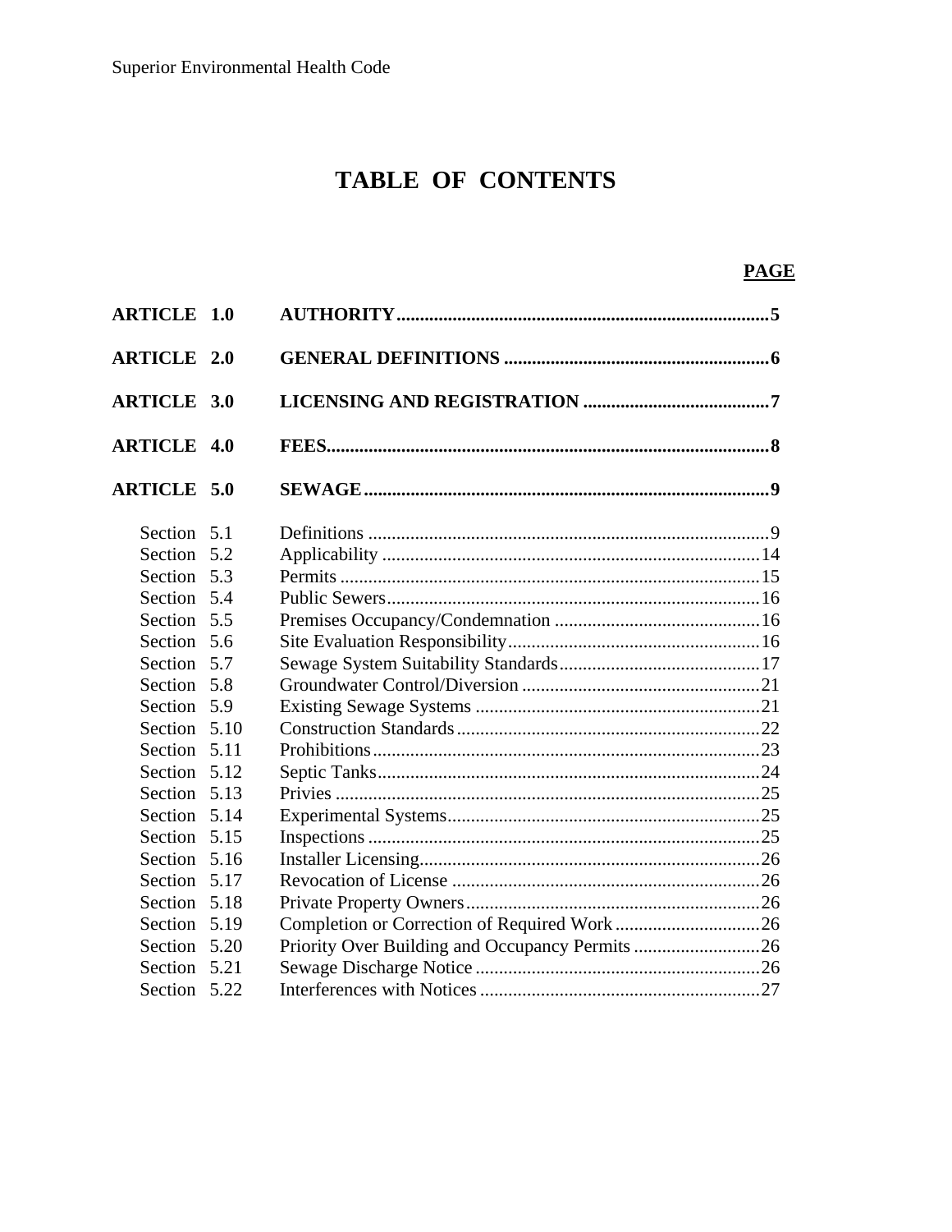# TABLE OF CONTENTS

| | | PAGE |
|---|---|---|
| **ARTICLE 1.0** | **AUTHORITY** | **5** |
| **ARTICLE 2.0** | **GENERAL DEFINITIONS** | **6** |
| **ARTICLE 3.0** | **LICENSING AND REGISTRATION** | **7** |
| **ARTICLE 4.0** | **FEES** | **8** |
| **ARTICLE 5.0** | **SEWAGE** | **9** |
| Section 5.1 | Definitions | 9 |
| Section 5.2 | Applicability | 14 |
| Section 5.3 | Permits | 15 |
| Section 5.4 | Public Sewers | 16 |
| Section 5.5 | Premises Occupancy/Condemnation | 16 |
| Section 5.6 | Site Evaluation Responsibility | 16 |
| Section 5.7 | Sewage System Suitability Standards | 17 |
| Section 5.8 | Groundwater Control/Diversion | 21 |
| Section 5.9 | Existing Sewage Systems | 21 |
| Section 5.10 | Construction Standards | 22 |
| Section 5.11 | Prohibitions | 23 |
| Section 5.12 | Septic Tanks | 24 |
| Section 5.13 | Privies | 25 |
| Section 5.14 | Experimental Systems | 25 |
| Section 5.15 | Inspections | 25 |
| Section 5.16 | Installer Licensing | 26 |
| Section 5.17 | Revocation of License | 26 |
| Section 5.18 | Private Property Owners | 26 |
| Section 5.19 | Completion or Correction of Required Work | 26 |
| Section 5.20 | Priority Over Building and Occupancy Permits | 26 |
| Section 5.21 | Sewage Discharge Notice | 26 |
| Section 5.22 | Interferences with Notices | 27 |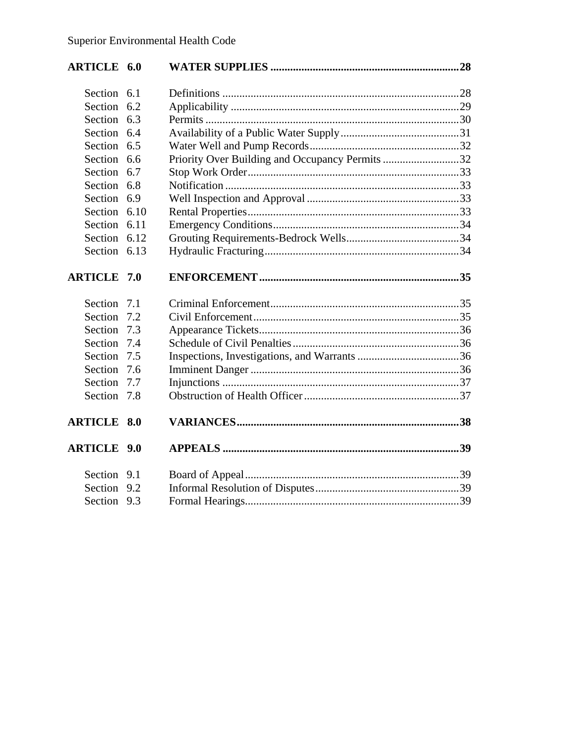| | | |
|---|---|---|
| **ARTICLE 6.0** | **WATER SUPPLIES** | **28** |
| Section 6.1 | Definitions | 28 |
| Section 6.2 | Applicability | 29 |
| Section 6.3 | Permits | 30 |
| Section 6.4 | Availability of a Public Water Supply | 31 |
| Section 6.5 | Water Well and Pump Records | 32 |
| Section 6.6 | Priority Over Building and Occupancy Permits | 32 |
| Section 6.7 | Stop Work Order | 33 |
| Section 6.8 | Notification | 33 |
| Section 6.9 | Well Inspection and Approval | 33 |
| Section 6.10 | Rental Properties | 33 |
| Section 6.11 | Emergency Conditions | 34 |
| Section 6.12 | Grouting Requirements-Bedrock Wells | 34 |
| Section 6.13 | Hydraulic Fracturing | 34 |
| **ARTICLE 7.0** | **ENFORCEMENT** | **35** |
| Section 7.1 | Criminal Enforcement | 35 |
| Section 7.2 | Civil Enforcement | 35 |
| Section 7.3 | Appearance Tickets | 36 |
| Section 7.4 | Schedule of Civil Penalties | 36 |
| Section 7.5 | Inspections, Investigations, and Warrants | 36 |
| Section 7.6 | Imminent Danger | 36 |
| Section 7.7 | Injunctions | 37 |
| Section 7.8 | Obstruction of Health Officer | 37 |
| **ARTICLE 8.0** | **VARIANCES** | **38** |
| **ARTICLE 9.0** | **APPEALS** | **39** |
| Section 9.1 | Board of Appeal | 39 |
| Section 9.2 | Informal Resolution of Disputes | 39 |
| Section 9.3 | Formal Hearings | 39 |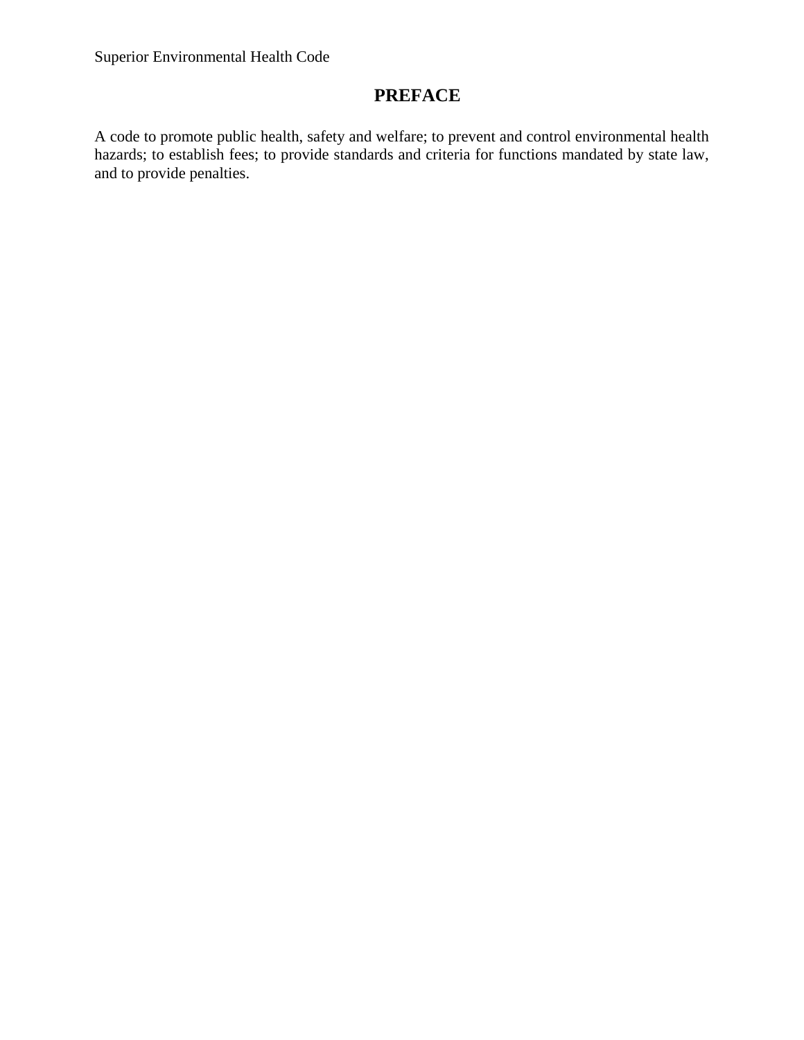# PREFACE

A code to promote public health, safety and welfare; to prevent and control environmental health hazards; to establish fees; to provide standards and criteria for functions mandated by state law, and to provide penalties.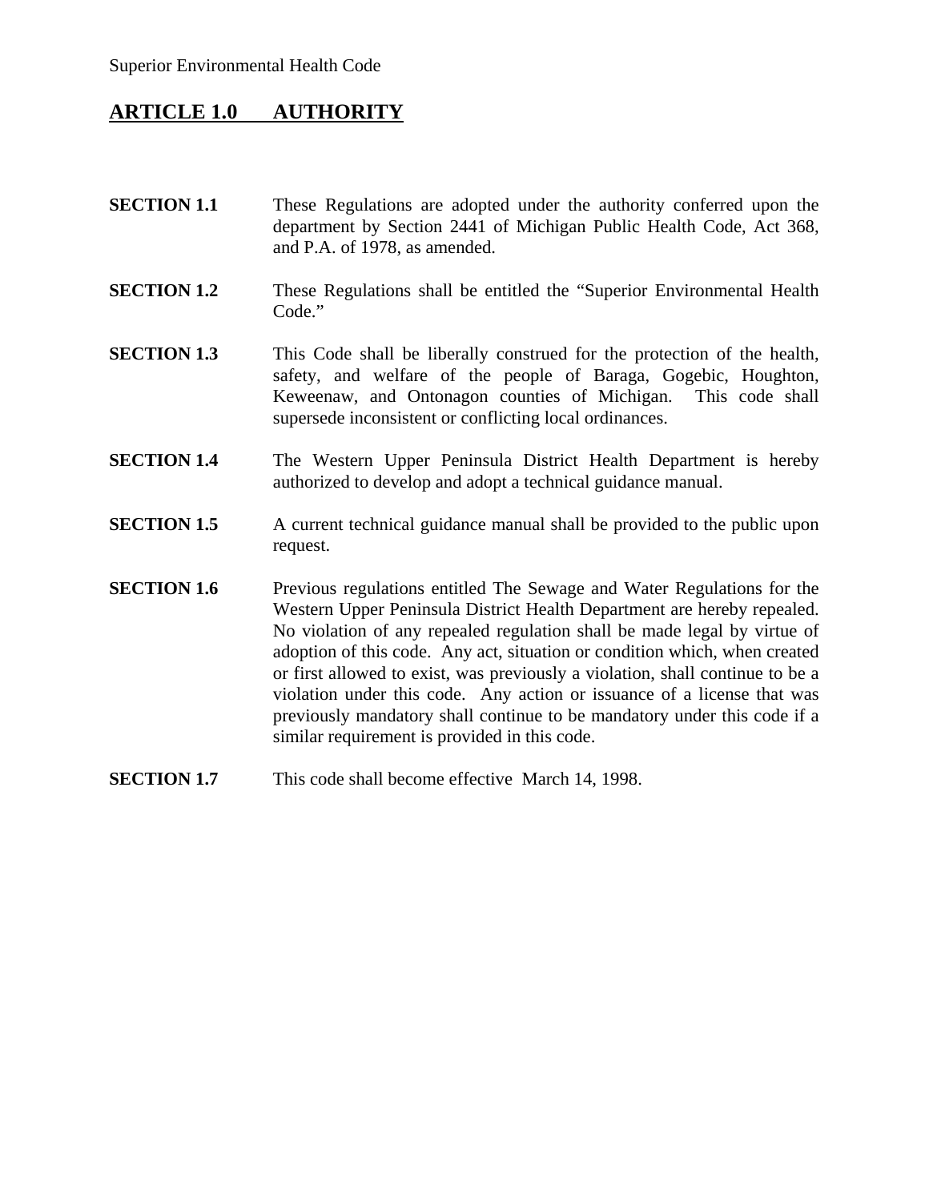## ARTICLE 1.0 AUTHORITY

**SECTION 1.1** These Regulations are adopted under the authority conferred upon the department by Section 2441 of Michigan Public Health Code, Act 368, and P.A. of 1978, as amended.

**SECTION 1.2** These Regulations shall be entitled the "Superior Environmental Health Code."

**SECTION 1.3** This Code shall be liberally construed for the protection of the health, safety, and welfare of the people of Baraga, Gogebic, Houghton, Keweenaw, and Ontonagon counties of Michigan. This code shall supersede inconsistent or conflicting local ordinances.

**SECTION 1.4** The Western Upper Peninsula District Health Department is hereby authorized to develop and adopt a technical guidance manual.

**SECTION 1.5** A current technical guidance manual shall be provided to the public upon request.

**SECTION 1.6** Previous regulations entitled The Sewage and Water Regulations for the Western Upper Peninsula District Health Department are hereby repealed. No violation of any repealed regulation shall be made legal by virtue of adoption of this code. Any act, situation or condition which, when created or first allowed to exist, was previously a violation, shall continue to be a violation under this code. Any action or issuance of a license that was previously mandatory shall continue to be mandatory under this code if a similar requirement is provided in this code.

**SECTION 1.7** This code shall become effective March 14, 1998.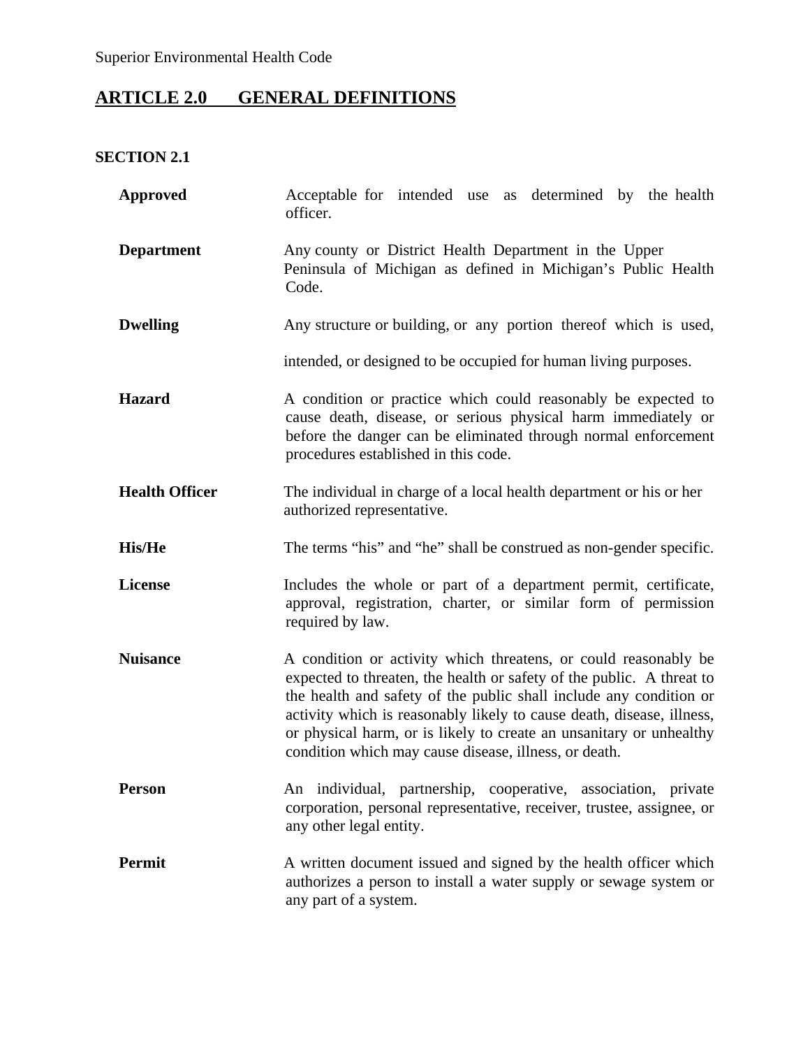## ARTICLE 2.0 GENERAL DEFINITIONS

### SECTION 2.1

**Approved** Acceptable for intended use as determined by the health officer.

**Department** Any county or District Health Department in the Upper Peninsula of Michigan as defined in Michigan's Public Health Code.

**Dwelling** Any structure or building, or any portion thereof which is used, intended, or designed to be occupied for human living purposes.

**Hazard** A condition or practice which could reasonably be expected to cause death, disease, or serious physical harm immediately or before the danger can be eliminated through normal enforcement procedures established in this code.

**Health Officer** The individual in charge of a local health department or his or her authorized representative.

**His/He** The terms "his" and "he" shall be construed as non-gender specific.

**License** Includes the whole or part of a department permit, certificate, approval, registration, charter, or similar form of permission required by law.

**Nuisance** A condition or activity which threatens, or could reasonably be expected to threaten, the health or safety of the public. A threat to the health and safety of the public shall include any condition or activity which is reasonably likely to cause death, disease, illness, or physical harm, or is likely to create an unsanitary or unhealthy condition which may cause disease, illness, or death.

**Person** An individual, partnership, cooperative, association, private corporation, personal representative, receiver, trustee, assignee, or any other legal entity.

**Permit** A written document issued and signed by the health officer which authorizes a person to install a water supply or sewage system or any part of a system.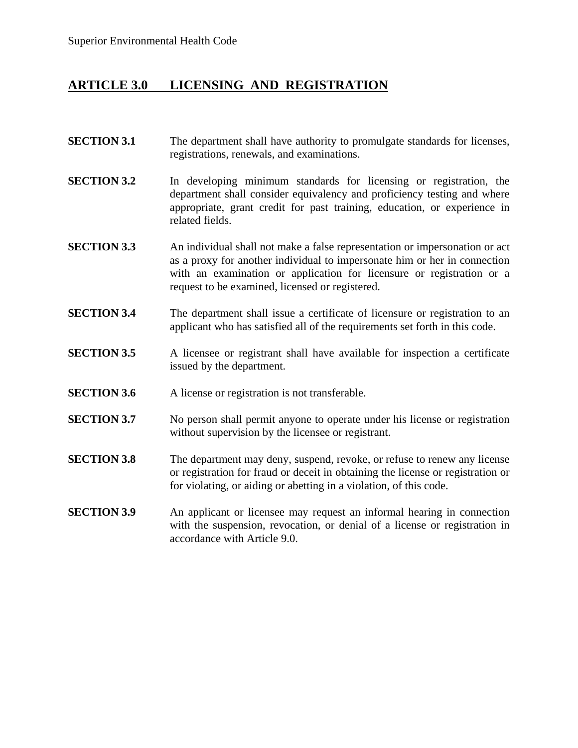## ARTICLE 3.0 LICENSING AND REGISTRATION

**SECTION 3.1** The department shall have authority to promulgate standards for licenses, registrations, renewals, and examinations.

**SECTION 3.2** In developing minimum standards for licensing or registration, the department shall consider equivalency and proficiency testing and where appropriate, grant credit for past training, education, or experience in related fields.

**SECTION 3.3** An individual shall not make a false representation or impersonation or act as a proxy for another individual to impersonate him or her in connection with an examination or application for licensure or registration or a request to be examined, licensed or registered.

**SECTION 3.4** The department shall issue a certificate of licensure or registration to an applicant who has satisfied all of the requirements set forth in this code.

**SECTION 3.5** A licensee or registrant shall have available for inspection a certificate issued by the department.

**SECTION 3.6** A license or registration is not transferable.

**SECTION 3.7** No person shall permit anyone to operate under his license or registration without supervision by the licensee or registrant.

**SECTION 3.8** The department may deny, suspend, revoke, or refuse to renew any license or registration for fraud or deceit in obtaining the license or registration or for violating, or aiding or abetting in a violation, of this code.

**SECTION 3.9** An applicant or licensee may request an informal hearing in connection with the suspension, revocation, or denial of a license or registration in accordance with Article 9.0.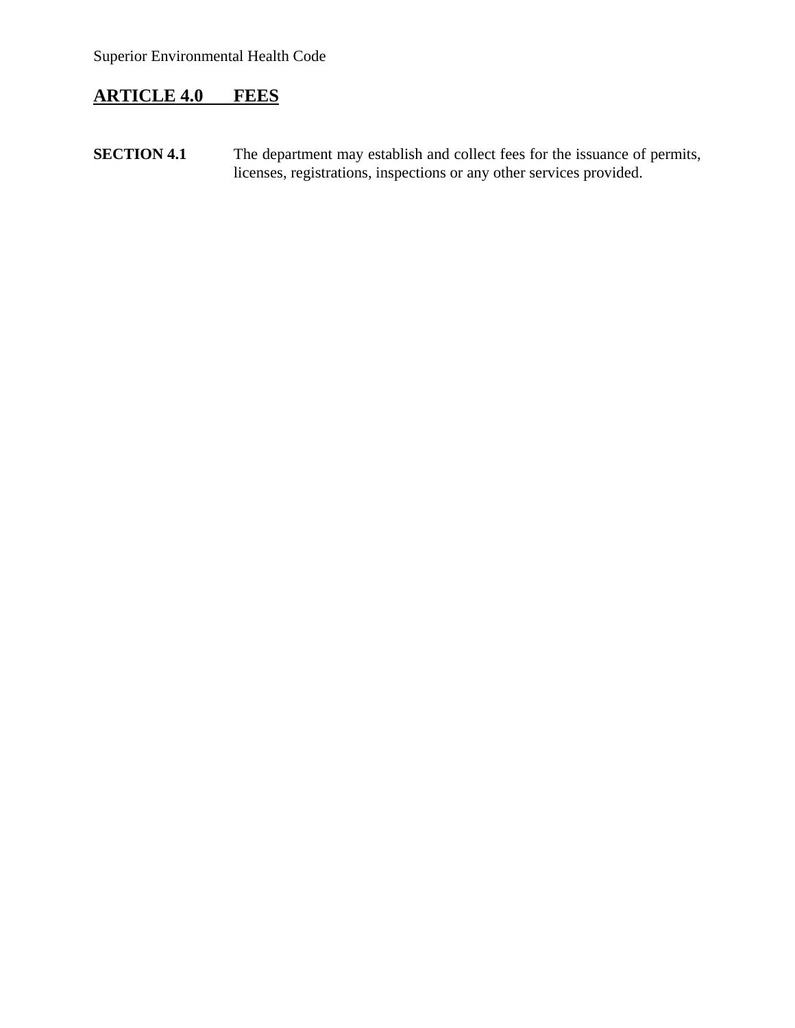## ARTICLE 4.0 FEES

**SECTION 4.1** The department may establish and collect fees for the issuance of permits, licenses, registrations, inspections or any other services provided.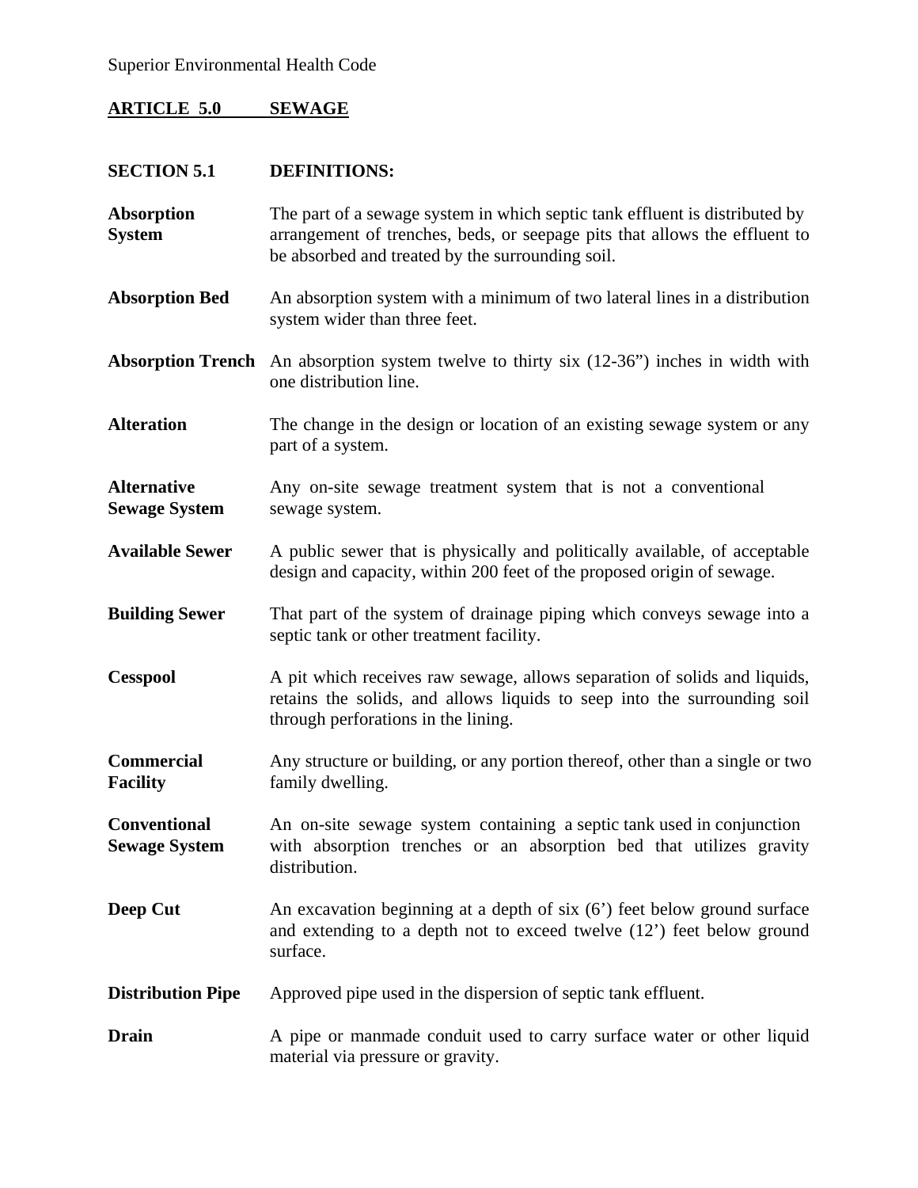## ARTICLE 5.0 SEWAGE

### SECTION 5.1 DEFINITIONS:

**Absorption System** The part of a sewage system in which septic tank effluent is distributed by arrangement of trenches, beds, or seepage pits that allows the effluent to be absorbed and treated by the surrounding soil.

**Absorption Bed** An absorption system with a minimum of two lateral lines in a distribution system wider than three feet.

**Absorption Trench** An absorption system twelve to thirty six (12-36") inches in width with one distribution line.

**Alteration** The change in the design or location of an existing sewage system or any part of a system.

**Alternative Sewage System** Any on-site sewage treatment system that is not a conventional sewage system.

**Available Sewer** A public sewer that is physically and politically available, of acceptable design and capacity, within 200 feet of the proposed origin of sewage.

**Building Sewer** That part of the system of drainage piping which conveys sewage into a septic tank or other treatment facility.

**Cesspool** A pit which receives raw sewage, allows separation of solids and liquids, retains the solids, and allows liquids to seep into the surrounding soil through perforations in the lining.

**Commercial Facility** Any structure or building, or any portion thereof, other than a single or two family dwelling.

**Conventional Sewage System** An on-site sewage system containing a septic tank used in conjunction with absorption trenches or an absorption bed that utilizes gravity distribution.

**Deep Cut** An excavation beginning at a depth of six (6') feet below ground surface and extending to a depth not to exceed twelve (12') feet below ground surface.

**Distribution Pipe** Approved pipe used in the dispersion of septic tank effluent.

**Drain** A pipe or manmade conduit used to carry surface water or other liquid material via pressure or gravity.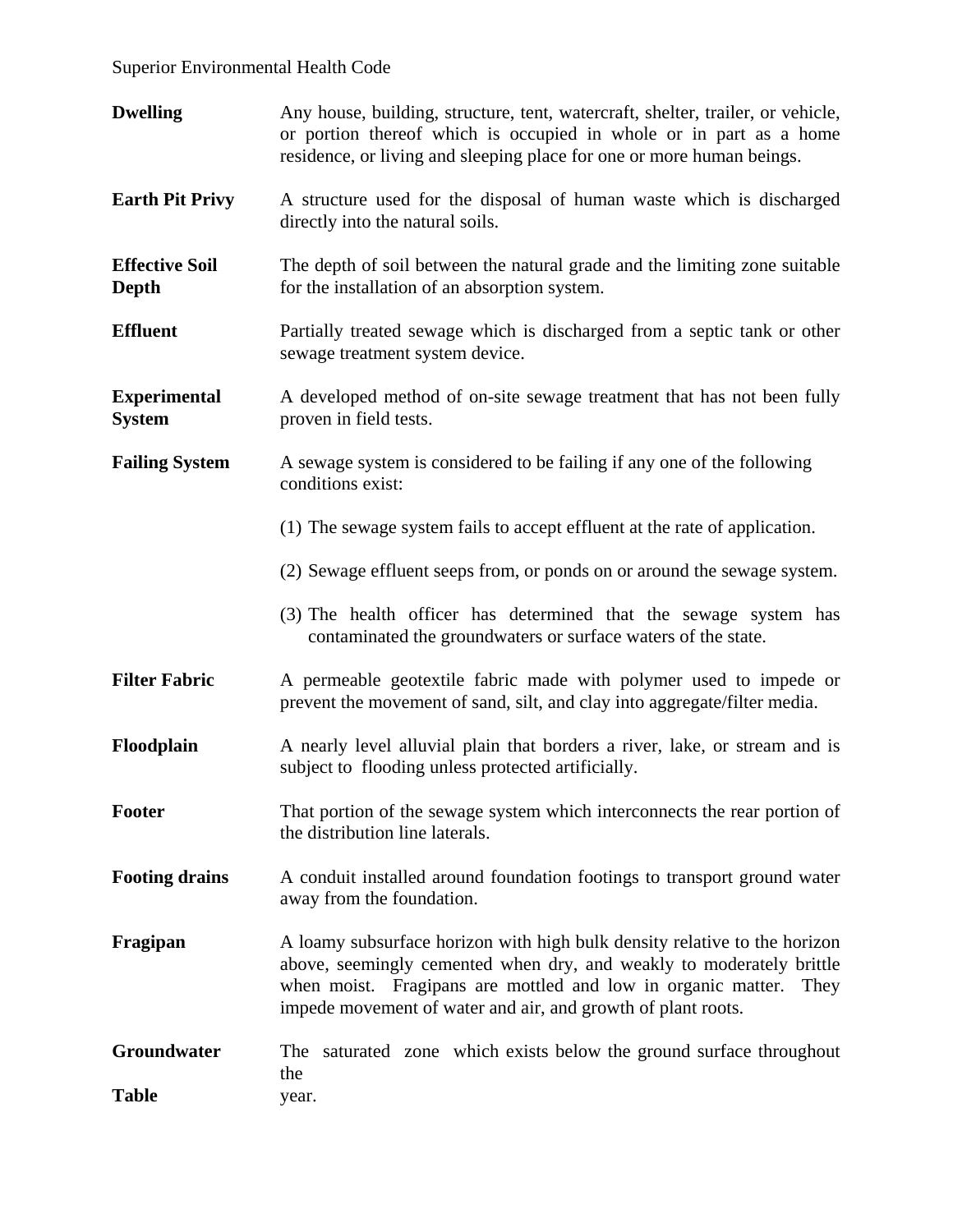**Dwelling** Any house, building, structure, tent, watercraft, shelter, trailer, or vehicle, or portion thereof which is occupied in whole or in part as a home residence, or living and sleeping place for one or more human beings.

**Earth Pit Privy** A structure used for the disposal of human waste which is discharged directly into the natural soils.

**Effective Soil Depth** The depth of soil between the natural grade and the limiting zone suitable for the installation of an absorption system.

**Effluent** Partially treated sewage which is discharged from a septic tank or other sewage treatment system device.

**Experimental System** A developed method of on-site sewage treatment that has not been fully proven in field tests.

**Failing System** A sewage system is considered to be failing if any one of the following conditions exist:

(1) The sewage system fails to accept effluent at the rate of application.

(2) Sewage effluent seeps from, or ponds on or around the sewage system.

(3) The health officer has determined that the sewage system has contaminated the groundwaters or surface waters of the state.

**Filter Fabric** A permeable geotextile fabric made with polymer used to impede or prevent the movement of sand, silt, and clay into aggregate/filter media.

**Floodplain** A nearly level alluvial plain that borders a river, lake, or stream and is subject to flooding unless protected artificially.

**Footer** That portion of the sewage system which interconnects the rear portion of the distribution line laterals.

**Footing drains** A conduit installed around foundation footings to transport ground water away from the foundation.

**Fragipan** A loamy subsurface horizon with high bulk density relative to the horizon above, seemingly cemented when dry, and weakly to moderately brittle when moist. Fragipans are mottled and low in organic matter. They impede movement of water and air, and growth of plant roots.

**Groundwater Table** The saturated zone which exists below the ground surface throughout the year.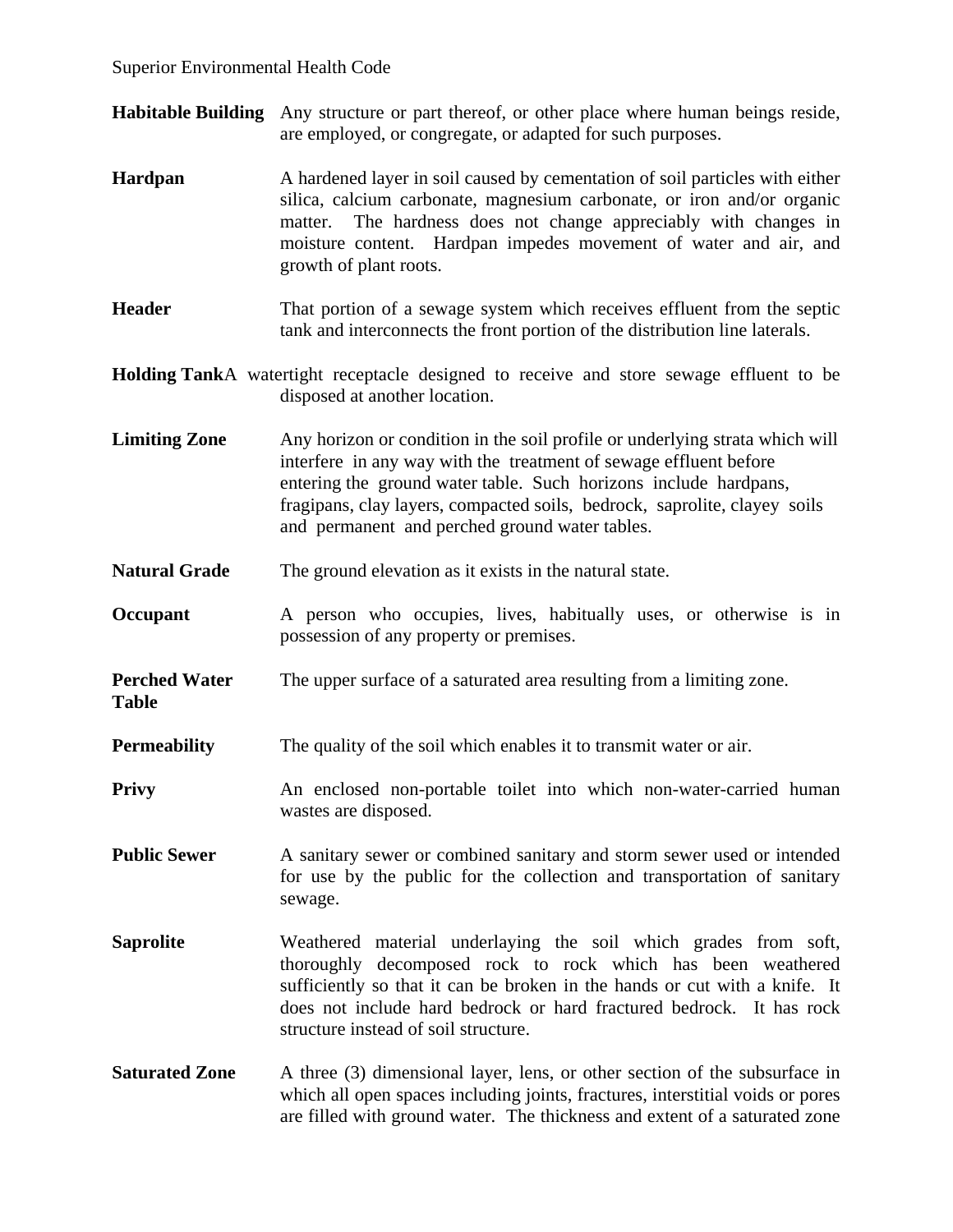**Habitable Building** Any structure or part thereof, or other place where human beings reside, are employed, or congregate, or adapted for such purposes.

**Hardpan** A hardened layer in soil caused by cementation of soil particles with either silica, calcium carbonate, magnesium carbonate, or iron and/or organic matter. The hardness does not change appreciably with changes in moisture content. Hardpan impedes movement of water and air, and growth of plant roots.

**Header** That portion of a sewage system which receives effluent from the septic tank and interconnects the front portion of the distribution line laterals.

**Holding Tank** A watertight receptacle designed to receive and store sewage effluent to be disposed at another location.

**Limiting Zone** Any horizon or condition in the soil profile or underlying strata which will interfere in any way with the treatment of sewage effluent before entering the ground water table. Such horizons include hardpans, fragipans, clay layers, compacted soils, bedrock, saprolite, clayey soils and permanent and perched ground water tables.

**Natural Grade** The ground elevation as it exists in the natural state.

**Occupant** A person who occupies, lives, habitually uses, or otherwise is in possession of any property or premises.

**Perched Water Table** The upper surface of a saturated area resulting from a limiting zone.

**Permeability** The quality of the soil which enables it to transmit water or air.

**Privy** An enclosed non-portable toilet into which non-water-carried human wastes are disposed.

**Public Sewer** A sanitary sewer or combined sanitary and storm sewer used or intended for use by the public for the collection and transportation of sanitary sewage.

**Saprolite** Weathered material underlaying the soil which grades from soft, thoroughly decomposed rock to rock which has been weathered sufficiently so that it can be broken in the hands or cut with a knife. It does not include hard bedrock or hard fractured bedrock. It has rock structure instead of soil structure.

**Saturated Zone** A three (3) dimensional layer, lens, or other section of the subsurface in which all open spaces including joints, fractures, interstitial voids or pores are filled with ground water. The thickness and extent of a saturated zone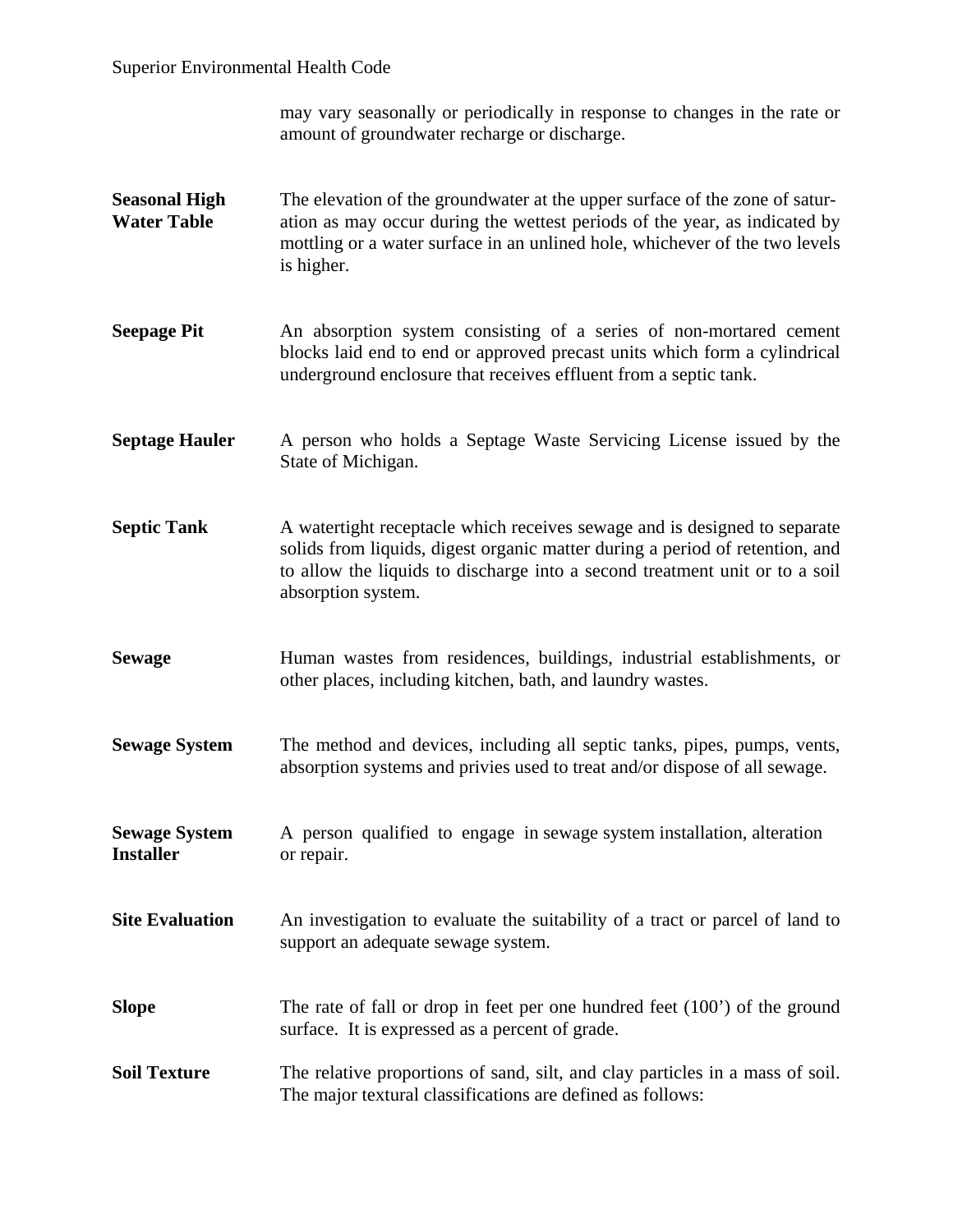may vary seasonally or periodically in response to changes in the rate or amount of groundwater recharge or discharge.

**Seasonal High Water Table** The elevation of the groundwater at the upper surface of the zone of saturation as may occur during the wettest periods of the year, as indicated by mottling or a water surface in an unlined hole, whichever of the two levels is higher.

**Seepage Pit** An absorption system consisting of a series of non-mortared cement blocks laid end to end or approved precast units which form a cylindrical underground enclosure that receives effluent from a septic tank.

**Septage Hauler** A person who holds a Septage Waste Servicing License issued by the State of Michigan.

**Septic Tank** A watertight receptacle which receives sewage and is designed to separate solids from liquids, digest organic matter during a period of retention, and to allow the liquids to discharge into a second treatment unit or to a soil absorption system.

**Sewage** Human wastes from residences, buildings, industrial establishments, or other places, including kitchen, bath, and laundry wastes.

**Sewage System** The method and devices, including all septic tanks, pipes, pumps, vents, absorption systems and privies used to treat and/or dispose of all sewage.

**Sewage System Installer** A person qualified to engage in sewage system installation, alteration or repair.

**Site Evaluation** An investigation to evaluate the suitability of a tract or parcel of land to support an adequate sewage system.

**Slope** The rate of fall or drop in feet per one hundred feet (100') of the ground surface. It is expressed as a percent of grade.

**Soil Texture** The relative proportions of sand, silt, and clay particles in a mass of soil. The major textural classifications are defined as follows: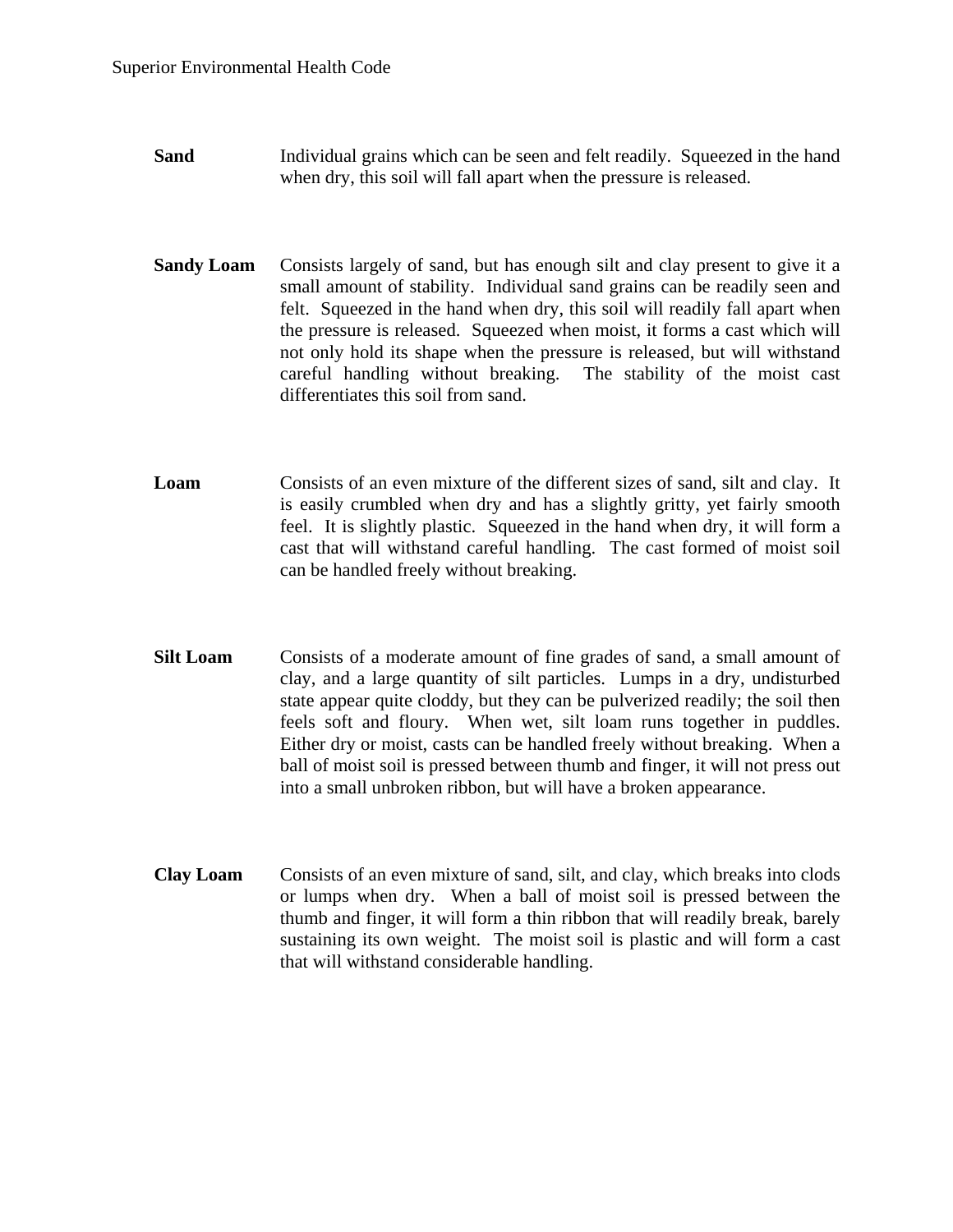**Sand** Individual grains which can be seen and felt readily. Squeezed in the hand when dry, this soil will fall apart when the pressure is released.

**Sandy Loam** Consists largely of sand, but has enough silt and clay present to give it a small amount of stability. Individual sand grains can be readily seen and felt. Squeezed in the hand when dry, this soil will readily fall apart when the pressure is released. Squeezed when moist, it forms a cast which will not only hold its shape when the pressure is released, but will withstand careful handling without breaking. The stability of the moist cast differentiates this soil from sand.

**Loam** Consists of an even mixture of the different sizes of sand, silt and clay. It is easily crumbled when dry and has a slightly gritty, yet fairly smooth feel. It is slightly plastic. Squeezed in the hand when dry, it will form a cast that will withstand careful handling. The cast formed of moist soil can be handled freely without breaking.

**Silt Loam** Consists of a moderate amount of fine grades of sand, a small amount of clay, and a large quantity of silt particles. Lumps in a dry, undisturbed state appear quite cloddy, but they can be pulverized readily; the soil then feels soft and floury. When wet, silt loam runs together in puddles. Either dry or moist, casts can be handled freely without breaking. When a ball of moist soil is pressed between thumb and finger, it will not press out into a small unbroken ribbon, but will have a broken appearance.

**Clay Loam** Consists of an even mixture of sand, silt, and clay, which breaks into clods or lumps when dry. When a ball of moist soil is pressed between the thumb and finger, it will form a thin ribbon that will readily break, barely sustaining its own weight. The moist soil is plastic and will form a cast that will withstand considerable handling.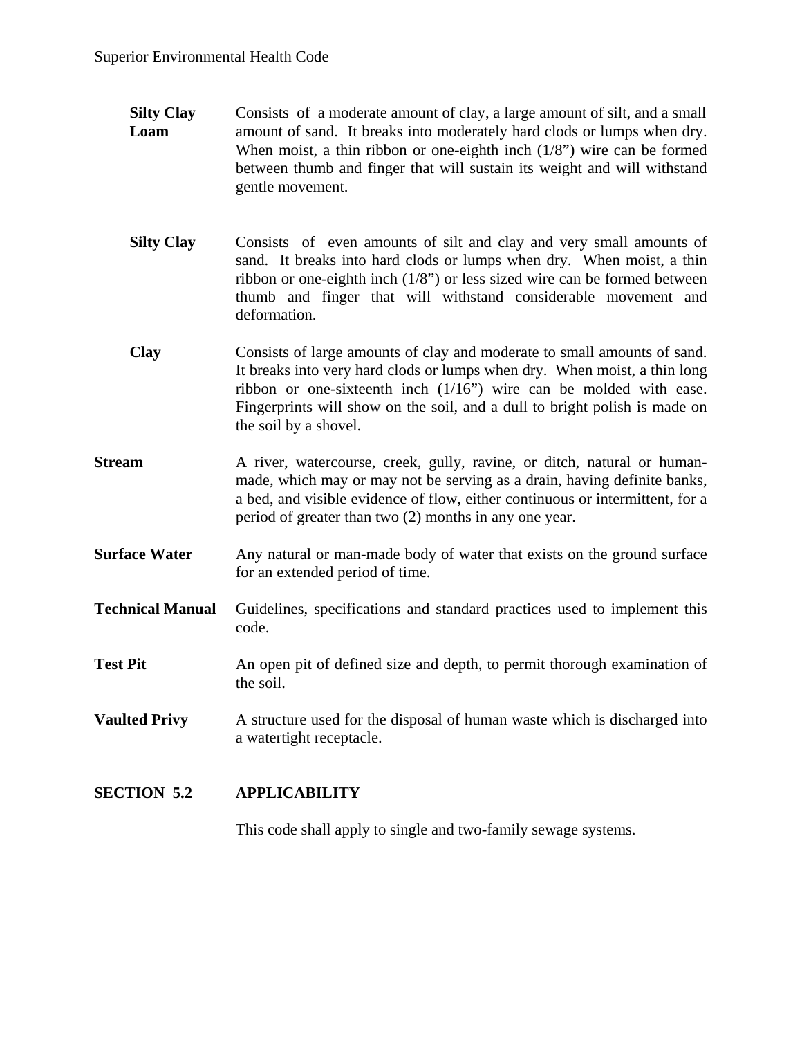**Silty Clay Loam** Consists of a moderate amount of clay, a large amount of silt, and a small amount of sand. It breaks into moderately hard clods or lumps when dry. When moist, a thin ribbon or one-eighth inch (1/8") wire can be formed between thumb and finger that will sustain its weight and will withstand gentle movement.

**Silty Clay** Consists of even amounts of silt and clay and very small amounts of sand. It breaks into hard clods or lumps when dry. When moist, a thin ribbon or one-eighth inch (1/8") or less sized wire can be formed between thumb and finger that will withstand considerable movement and deformation.

**Clay** Consists of large amounts of clay and moderate to small amounts of sand. It breaks into very hard clods or lumps when dry. When moist, a thin long ribbon or one-sixteenth inch (1/16") wire can be molded with ease. Fingerprints will show on the soil, and a dull to bright polish is made on the soil by a shovel.

**Stream** A river, watercourse, creek, gully, ravine, or ditch, natural or human-made, which may or may not be serving as a drain, having definite banks, a bed, and visible evidence of flow, either continuous or intermittent, for a period of greater than two (2) months in any one year.

**Surface Water** Any natural or man-made body of water that exists on the ground surface for an extended period of time.

**Technical Manual** Guidelines, specifications and standard practices used to implement this code.

**Test Pit** An open pit of defined size and depth, to permit thorough examination of the soil.

**Vaulted Privy** A structure used for the disposal of human waste which is discharged into a watertight receptacle.

## SECTION 5.2 APPLICABILITY

This code shall apply to single and two-family sewage systems.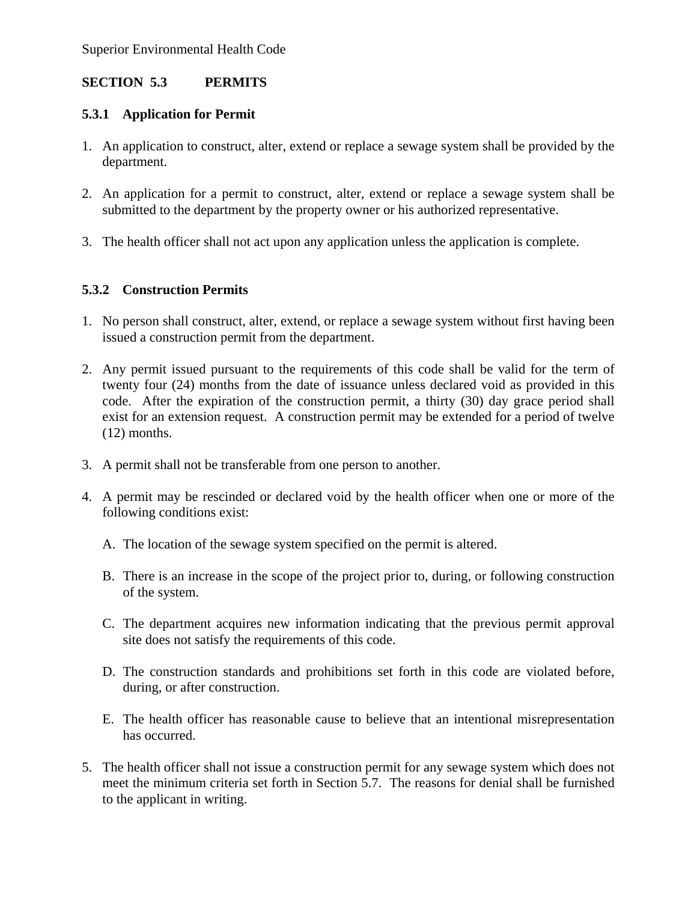## SECTION 5.3 PERMITS

### 5.3.1 Application for Permit

1. An application to construct, alter, extend or replace a sewage system shall be provided by the department.

2. An application for a permit to construct, alter, extend or replace a sewage system shall be submitted to the department by the property owner or his authorized representative.

3. The health officer shall not act upon any application unless the application is complete.

### 5.3.2 Construction Permits

1. No person shall construct, alter, extend, or replace a sewage system without first having been issued a construction permit from the department.

2. Any permit issued pursuant to the requirements of this code shall be valid for the term of twenty four (24) months from the date of issuance unless declared void as provided in this code. After the expiration of the construction permit, a thirty (30) day grace period shall exist for an extension request. A construction permit may be extended for a period of twelve (12) months.

3. A permit shall not be transferable from one person to another.

4. A permit may be rescinded or declared void by the health officer when one or more of the following conditions exist:

   A. The location of the sewage system specified on the permit is altered.

   B. There is an increase in the scope of the project prior to, during, or following construction of the system.

   C. The department acquires new information indicating that the previous permit approval site does not satisfy the requirements of this code.

   D. The construction standards and prohibitions set forth in this code are violated before, during, or after construction.

   E. The health officer has reasonable cause to believe that an intentional misrepresentation has occurred.

5. The health officer shall not issue a construction permit for any sewage system which does not meet the minimum criteria set forth in Section 5.7. The reasons for denial shall be furnished to the applicant in writing.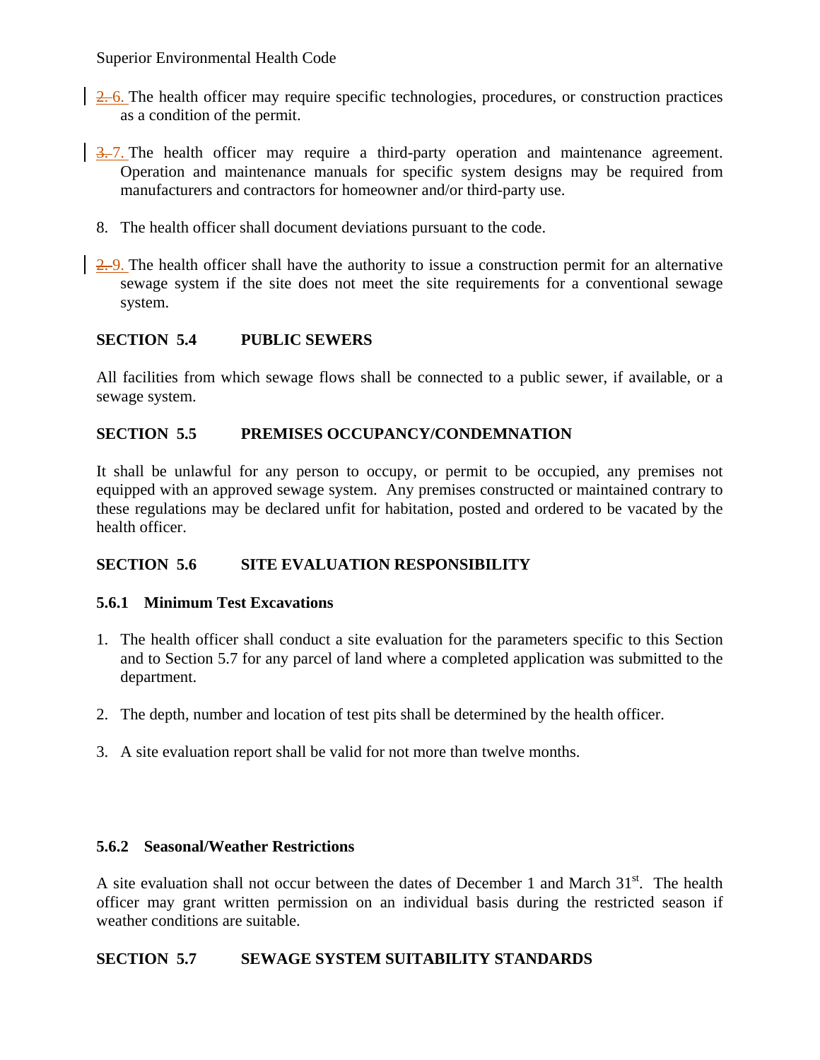~~2.~~ 6. The health officer may require specific technologies, procedures, or construction practices as a condition of the permit.

~~3.~~ 7. The health officer may require a third-party operation and maintenance agreement. Operation and maintenance manuals for specific system designs may be required from manufacturers and contractors for homeowner and/or third-party use.

8. The health officer shall document deviations pursuant to the code.

~~2.~~ 9. The health officer shall have the authority to issue a construction permit for an alternative sewage system if the site does not meet the site requirements for a conventional sewage system.

## SECTION 5.4 PUBLIC SEWERS

All facilities from which sewage flows shall be connected to a public sewer, if available, or a sewage system.

## SECTION 5.5 PREMISES OCCUPANCY/CONDEMNATION

It shall be unlawful for any person to occupy, or permit to be occupied, any premises not equipped with an approved sewage system. Any premises constructed or maintained contrary to these regulations may be declared unfit for habitation, posted and ordered to be vacated by the health officer.

## SECTION 5.6 SITE EVALUATION RESPONSIBILITY

### 5.6.1 Minimum Test Excavations

1. The health officer shall conduct a site evaluation for the parameters specific to this Section and to Section 5.7 for any parcel of land where a completed application was submitted to the department.
2. The depth, number and location of test pits shall be determined by the health officer.
3. A site evaluation report shall be valid for not more than twelve months.

### 5.6.2 Seasonal/Weather Restrictions

A site evaluation shall not occur between the dates of December 1 and March 31st. The health officer may grant written permission on an individual basis during the restricted season if weather conditions are suitable.

## SECTION 5.7 SEWAGE SYSTEM SUITABILITY STANDARDS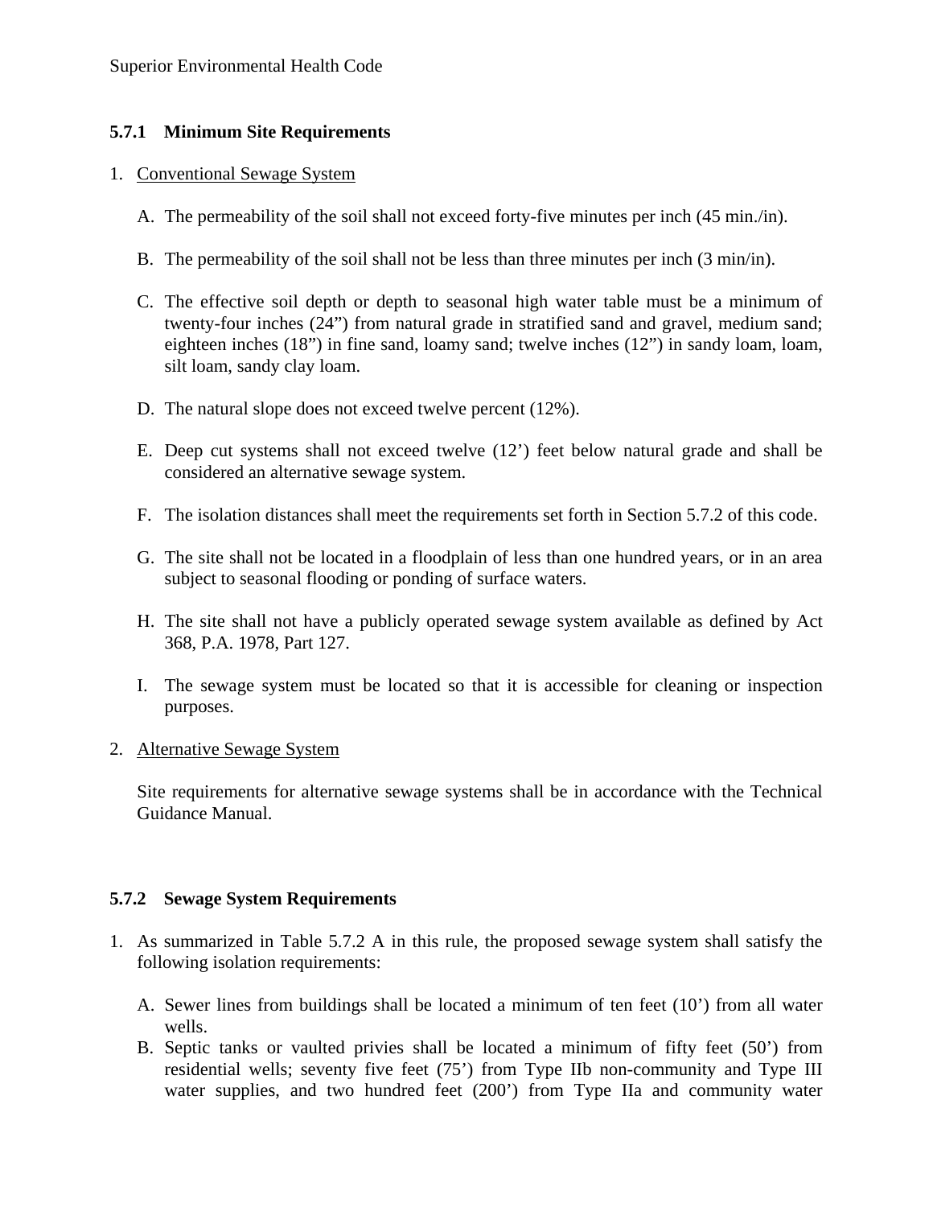### 5.7.1 Minimum Site Requirements

1. Conventional Sewage System

   A. The permeability of the soil shall not exceed forty-five minutes per inch (45 min./in).

   B. The permeability of the soil shall not be less than three minutes per inch (3 min/in).

   C. The effective soil depth or depth to seasonal high water table must be a minimum of twenty-four inches (24") from natural grade in stratified sand and gravel, medium sand; eighteen inches (18") in fine sand, loamy sand; twelve inches (12") in sandy loam, loam, silt loam, sandy clay loam.

   D. The natural slope does not exceed twelve percent (12%).

   E. Deep cut systems shall not exceed twelve (12') feet below natural grade and shall be considered an alternative sewage system.

   F. The isolation distances shall meet the requirements set forth in Section 5.7.2 of this code.

   G. The site shall not be located in a floodplain of less than one hundred years, or in an area subject to seasonal flooding or ponding of surface waters.

   H. The site shall not have a publicly operated sewage system available as defined by Act 368, P.A. 1978, Part 127.

   I. The sewage system must be located so that it is accessible for cleaning or inspection purposes.

2. Alternative Sewage System

   Site requirements for alternative sewage systems shall be in accordance with the Technical Guidance Manual.

### 5.7.2 Sewage System Requirements

1. As summarized in Table 5.7.2 A in this rule, the proposed sewage system shall satisfy the following isolation requirements:

   A. Sewer lines from buildings shall be located a minimum of ten feet (10') from all water wells.
   B. Septic tanks or vaulted privies shall be located a minimum of fifty feet (50') from residential wells; seventy five feet (75') from Type IIb non-community and Type III water supplies, and two hundred feet (200') from Type IIa and community water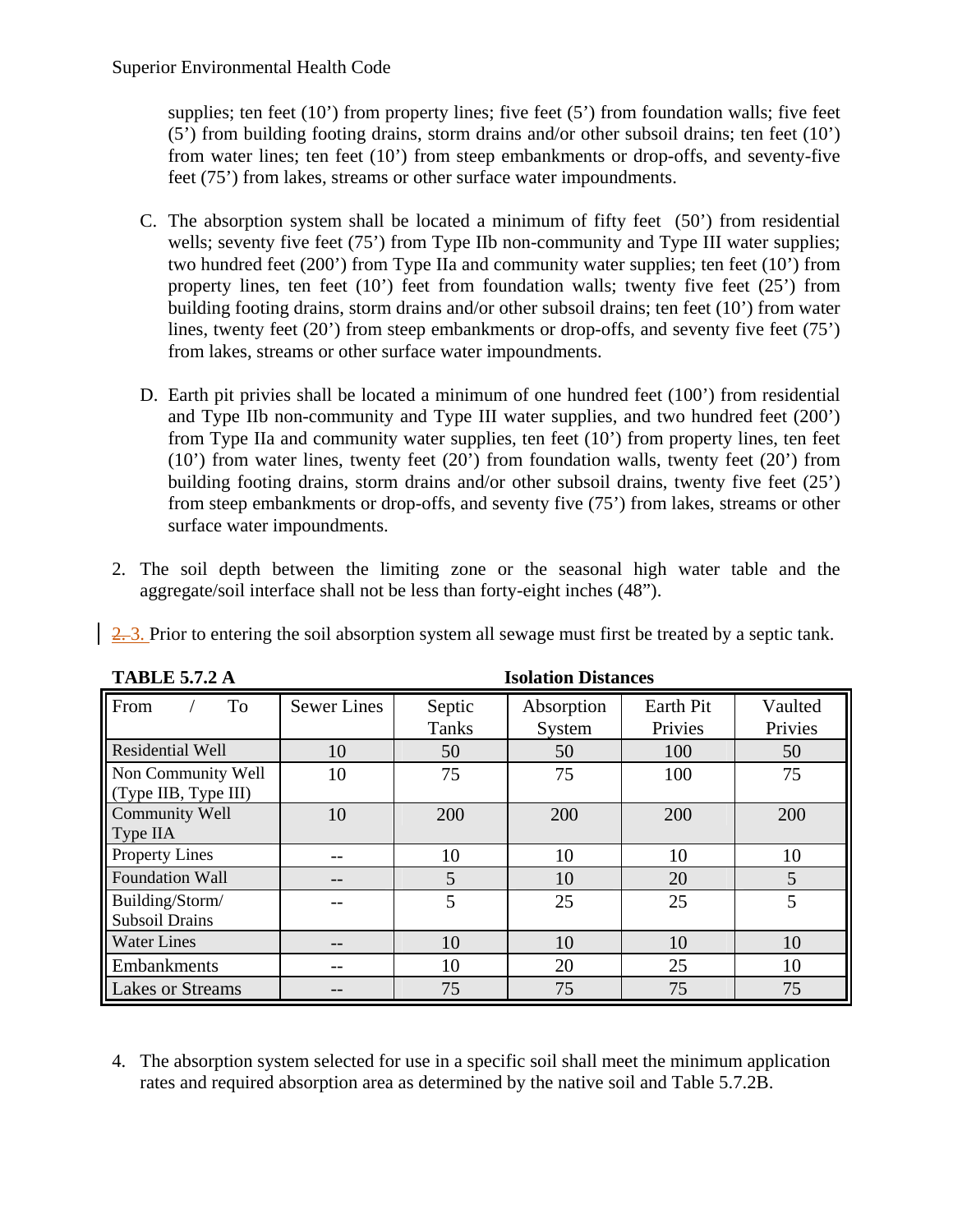supplies; ten feet (10') from property lines; five feet (5') from foundation walls; five feet (5') from building footing drains, storm drains and/or other subsoil drains; ten feet (10') from water lines; ten feet (10') from steep embankments or drop-offs, and seventy-five feet (75') from lakes, streams or other surface water impoundments.

C. The absorption system shall be located a minimum of fifty feet (50') from residential wells; seventy five feet (75') from Type IIb non-community and Type III water supplies; two hundred feet (200') from Type IIa and community water supplies; ten feet (10') from property lines, ten feet (10') feet from foundation walls; twenty five feet (25') from building footing drains, storm drains and/or other subsoil drains; ten feet (10') from water lines, twenty feet (20') from steep embankments or drop-offs, and seventy five feet (75') from lakes, streams or other surface water impoundments.

D. Earth pit privies shall be located a minimum of one hundred feet (100') from residential and Type IIb non-community and Type III water supplies, and two hundred feet (200') from Type IIa and community water supplies, ten feet (10') from property lines, ten feet (10') from water lines, twenty feet (20') from foundation walls, twenty feet (20') from building footing drains, storm drains and/or other subsoil drains, twenty five feet (25') from steep embankments or drop-offs, and seventy five (75') from lakes, streams or other surface water impoundments.

2. The soil depth between the limiting zone or the seasonal high water table and the aggregate/soil interface shall not be less than forty-eight inches (48").

~~2.~~ 3. Prior to entering the soil absorption system all sewage must first be treated by a septic tank.

**TABLE 5.7.2 A** **Isolation Distances**

| From / To | Sewer Lines | Septic Tanks | Absorption System | Earth Pit Privies | Vaulted Privies |
|---|---|---|---|---|---|
| Residential Well | 10 | 50 | 50 | 100 | 50 |
| Non Community Well (Type IIB, Type III) | 10 | 75 | 75 | 100 | 75 |
| Community Well Type IIA | 10 | 200 | 200 | 200 | 200 |
| Property Lines | -- | 10 | 10 | 10 | 10 |
| Foundation Wall | -- | 5 | 10 | 20 | 5 |
| Building/Storm/ Subsoil Drains | -- | 5 | 25 | 25 | 5 |
| Water Lines | -- | 10 | 10 | 10 | 10 |
| Embankments | -- | 10 | 20 | 25 | 10 |
| Lakes or Streams | -- | 75 | 75 | 75 | 75 |

4. The absorption system selected for use in a specific soil shall meet the minimum application rates and required absorption area as determined by the native soil and Table 5.7.2B.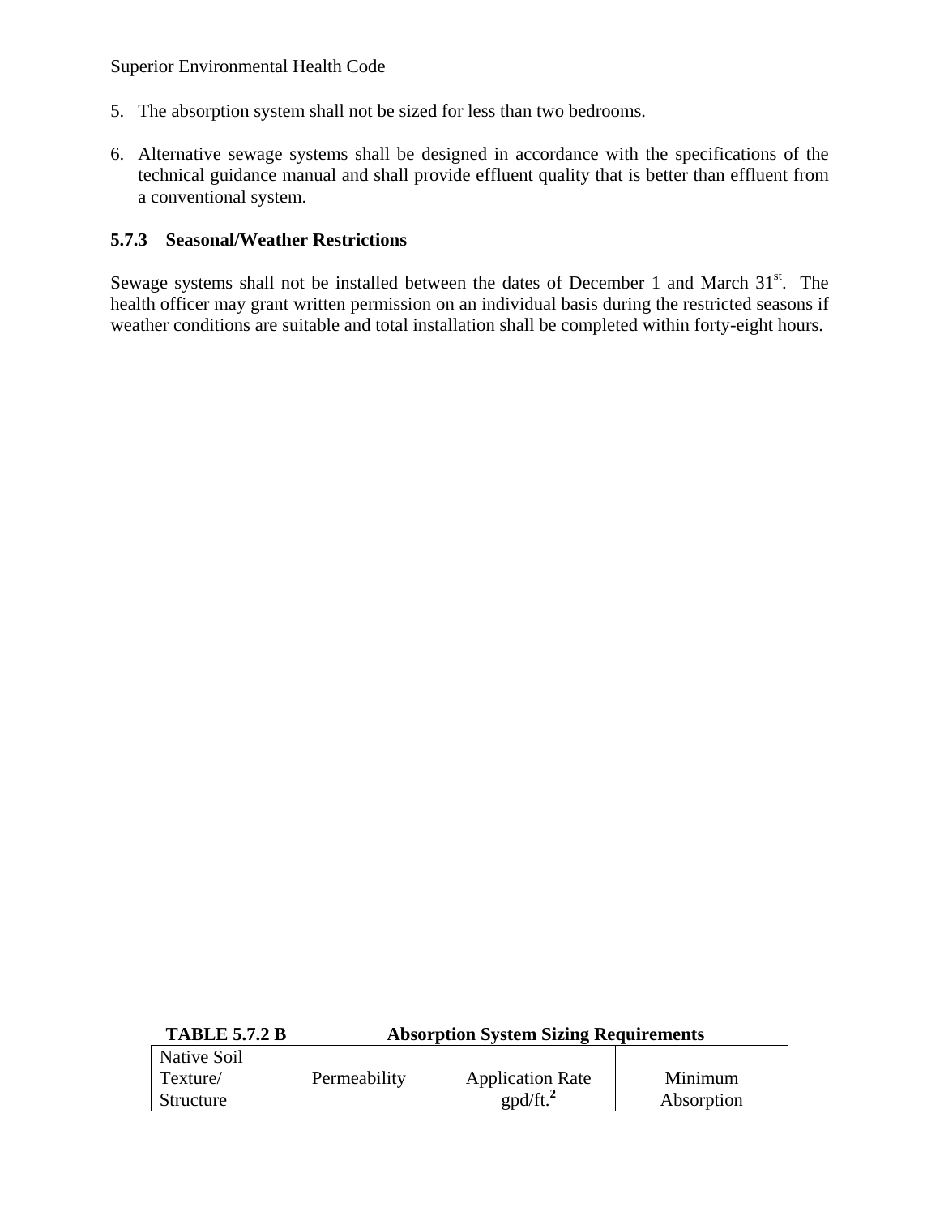5. The absorption system shall not be sized for less than two bedrooms.

6. Alternative sewage systems shall be designed in accordance with the specifications of the technical guidance manual and shall provide effluent quality that is better than effluent from a conventional system.

### 5.7.3 Seasonal/Weather Restrictions

Sewage systems shall not be installed between the dates of December 1 and March 31st. The health officer may grant written permission on an individual basis during the restricted seasons if weather conditions are suitable and total installation shall be completed within forty-eight hours.

**TABLE 5.7.2 B Absorption System Sizing Requirements**

| Native Soil Texture/ Structure | Permeability | Application Rate gpd/ft.$^2$ | Minimum Absorption |
|---|---|---|---|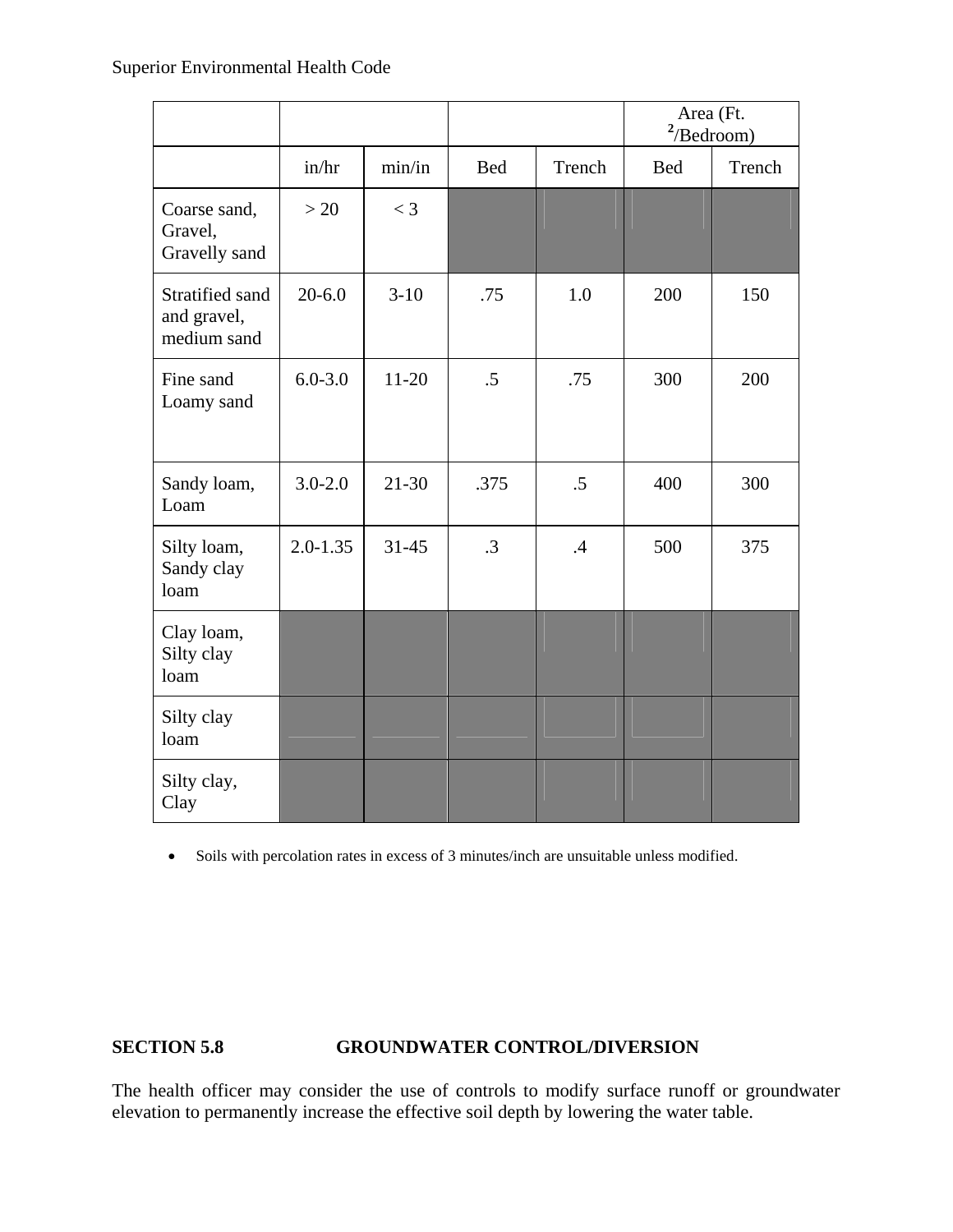|  |  |  |  |  | Area (Ft.$^2$/Bedroom) |  |
|---|---|---|---|---|---|---|
|  | in/hr | min/in | Bed | Trench | Bed | Trench |
| Coarse sand, Gravel, Gravelly sand | > 20 | < 3 |  |  |  |  |
| Stratified sand and gravel, medium sand | 20-6.0 | 3-10 | .75 | 1.0 | 200 | 150 |
| Fine sand Loamy sand | 6.0-3.0 | 11-20 | .5 | .75 | 300 | 200 |
| Sandy loam, Loam | 3.0-2.0 | 21-30 | .375 | .5 | 400 | 300 |
| Silty loam, Sandy clay loam | 2.0-1.35 | 31-45 | .3 | .4 | 500 | 375 |
| Clay loam, Silty clay loam |  |  |  |  |  |  |
| Silty clay loam |  |  |  |  |  |  |
| Silty clay, Clay |  |  |  |  |  |  |

- Soils with percolation rates in excess of 3 minutes/inch are unsuitable unless modified.

## SECTION 5.8 GROUNDWATER CONTROL/DIVERSION

The health officer may consider the use of controls to modify surface runoff or groundwater elevation to permanently increase the effective soil depth by lowering the water table.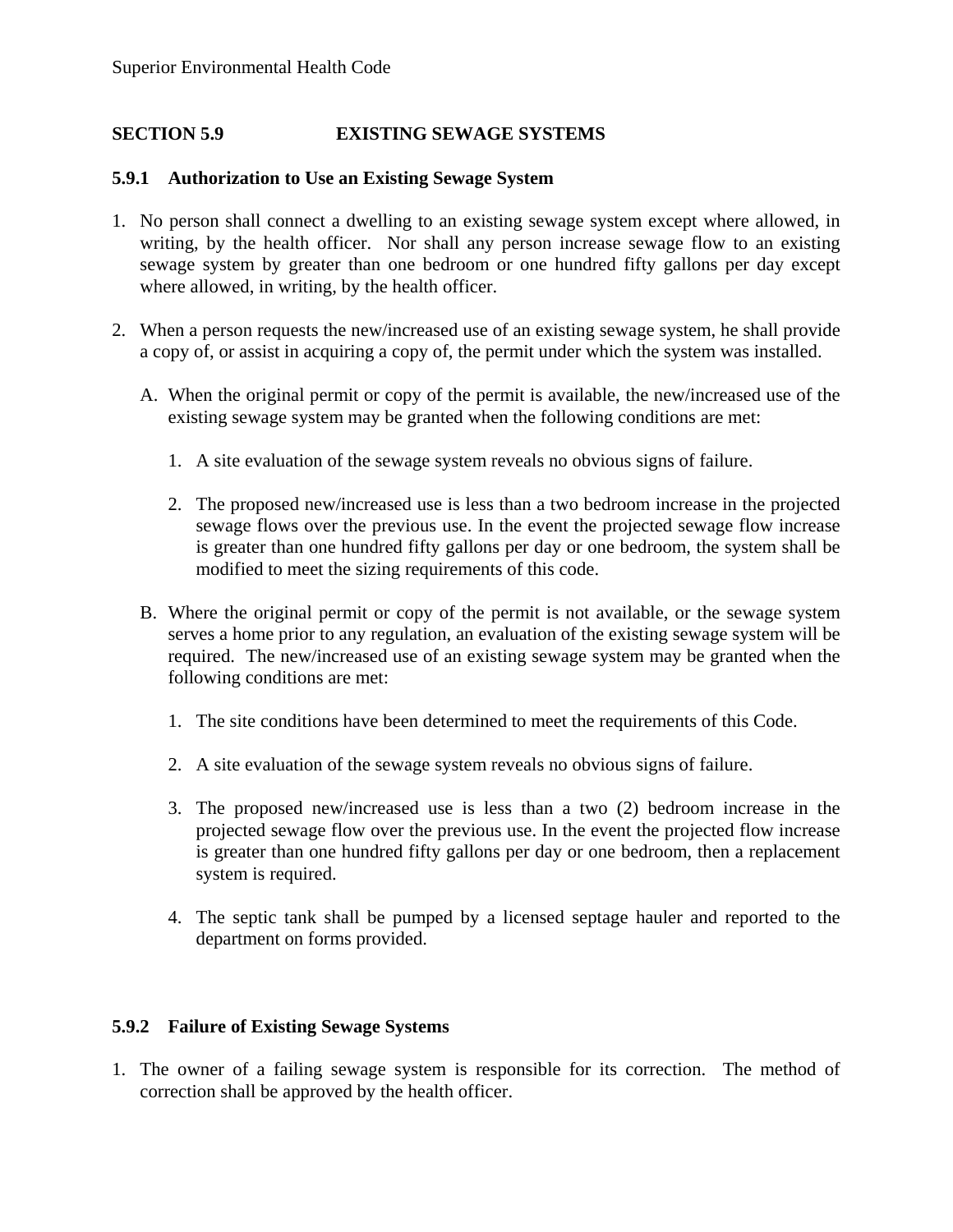## SECTION 5.9 EXISTING SEWAGE SYSTEMS

### 5.9.1 Authorization to Use an Existing Sewage System

1. No person shall connect a dwelling to an existing sewage system except where allowed, in writing, by the health officer. Nor shall any person increase sewage flow to an existing sewage system by greater than one bedroom or one hundred fifty gallons per day except where allowed, in writing, by the health officer.

2. When a person requests the new/increased use of an existing sewage system, he shall provide a copy of, or assist in acquiring a copy of, the permit under which the system was installed.

   A. When the original permit or copy of the permit is available, the new/increased use of the existing sewage system may be granted when the following conditions are met:

      1. A site evaluation of the sewage system reveals no obvious signs of failure.

      2. The proposed new/increased use is less than a two bedroom increase in the projected sewage flows over the previous use. In the event the projected sewage flow increase is greater than one hundred fifty gallons per day or one bedroom, the system shall be modified to meet the sizing requirements of this code.

   B. Where the original permit or copy of the permit is not available, or the sewage system serves a home prior to any regulation, an evaluation of the existing sewage system will be required. The new/increased use of an existing sewage system may be granted when the following conditions are met:

      1. The site conditions have been determined to meet the requirements of this Code.

      2. A site evaluation of the sewage system reveals no obvious signs of failure.

      3. The proposed new/increased use is less than a two (2) bedroom increase in the projected sewage flow over the previous use. In the event the projected flow increase is greater than one hundred fifty gallons per day or one bedroom, then a replacement system is required.

      4. The septic tank shall be pumped by a licensed septage hauler and reported to the department on forms provided.

### 5.9.2 Failure of Existing Sewage Systems

1. The owner of a failing sewage system is responsible for its correction. The method of correction shall be approved by the health officer.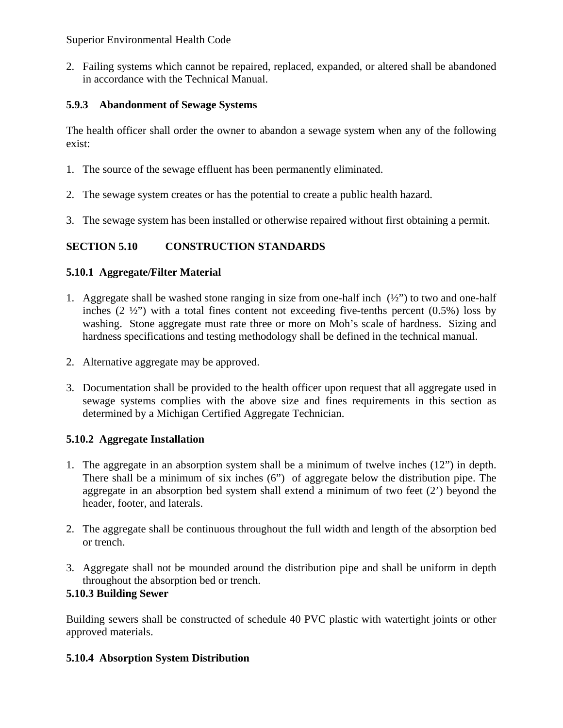2. Failing systems which cannot be repaired, replaced, expanded, or altered shall be abandoned in accordance with the Technical Manual.

### 5.9.3 Abandonment of Sewage Systems

The health officer shall order the owner to abandon a sewage system when any of the following exist:

1. The source of the sewage effluent has been permanently eliminated.

2. The sewage system creates or has the potential to create a public health hazard.

3. The sewage system has been installed or otherwise repaired without first obtaining a permit.

## SECTION 5.10 CONSTRUCTION STANDARDS

### 5.10.1 Aggregate/Filter Material

1. Aggregate shall be washed stone ranging in size from one-half inch (½") to two and one-half inches (2 ½") with a total fines content not exceeding five-tenths percent (0.5%) loss by washing. Stone aggregate must rate three or more on Moh's scale of hardness. Sizing and hardness specifications and testing methodology shall be defined in the technical manual.

2. Alternative aggregate may be approved.

3. Documentation shall be provided to the health officer upon request that all aggregate used in sewage systems complies with the above size and fines requirements in this section as determined by a Michigan Certified Aggregate Technician.

### 5.10.2 Aggregate Installation

1. The aggregate in an absorption system shall be a minimum of twelve inches (12") in depth. There shall be a minimum of six inches (6") of aggregate below the distribution pipe. The aggregate in an absorption bed system shall extend a minimum of two feet (2') beyond the header, footer, and laterals.

2. The aggregate shall be continuous throughout the full width and length of the absorption bed or trench.

3. Aggregate shall not be mounded around the distribution pipe and shall be uniform in depth throughout the absorption bed or trench.

### 5.10.3 Building Sewer

Building sewers shall be constructed of schedule 40 PVC plastic with watertight joints or other approved materials.

### 5.10.4 Absorption System Distribution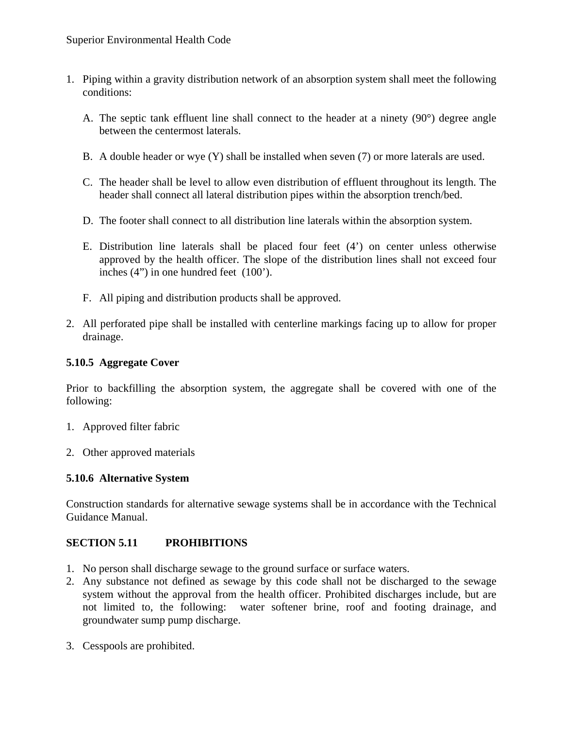1. Piping within a gravity distribution network of an absorption system shall meet the following conditions:

   A. The septic tank effluent line shall connect to the header at a ninety (90°) degree angle between the centermost laterals.

   B. A double header or wye (Y) shall be installed when seven (7) or more laterals are used.

   C. The header shall be level to allow even distribution of effluent throughout its length. The header shall connect all lateral distribution pipes within the absorption trench/bed.

   D. The footer shall connect to all distribution line laterals within the absorption system.

   E. Distribution line laterals shall be placed four feet (4') on center unless otherwise approved by the health officer. The slope of the distribution lines shall not exceed four inches (4") in one hundred feet (100').

   F. All piping and distribution products shall be approved.

2. All perforated pipe shall be installed with centerline markings facing up to allow for proper drainage.

**5.10.5 Aggregate Cover**

Prior to backfilling the absorption system, the aggregate shall be covered with one of the following:

1. Approved filter fabric

2. Other approved materials

**5.10.6 Alternative System**

Construction standards for alternative sewage systems shall be in accordance with the Technical Guidance Manual.

## SECTION 5.11 PROHIBITIONS

1. No person shall discharge sewage to the ground surface or surface waters.
2. Any substance not defined as sewage by this code shall not be discharged to the sewage system without the approval from the health officer. Prohibited discharges include, but are not limited to, the following: water softener brine, roof and footing drainage, and groundwater sump pump discharge.

3. Cesspools are prohibited.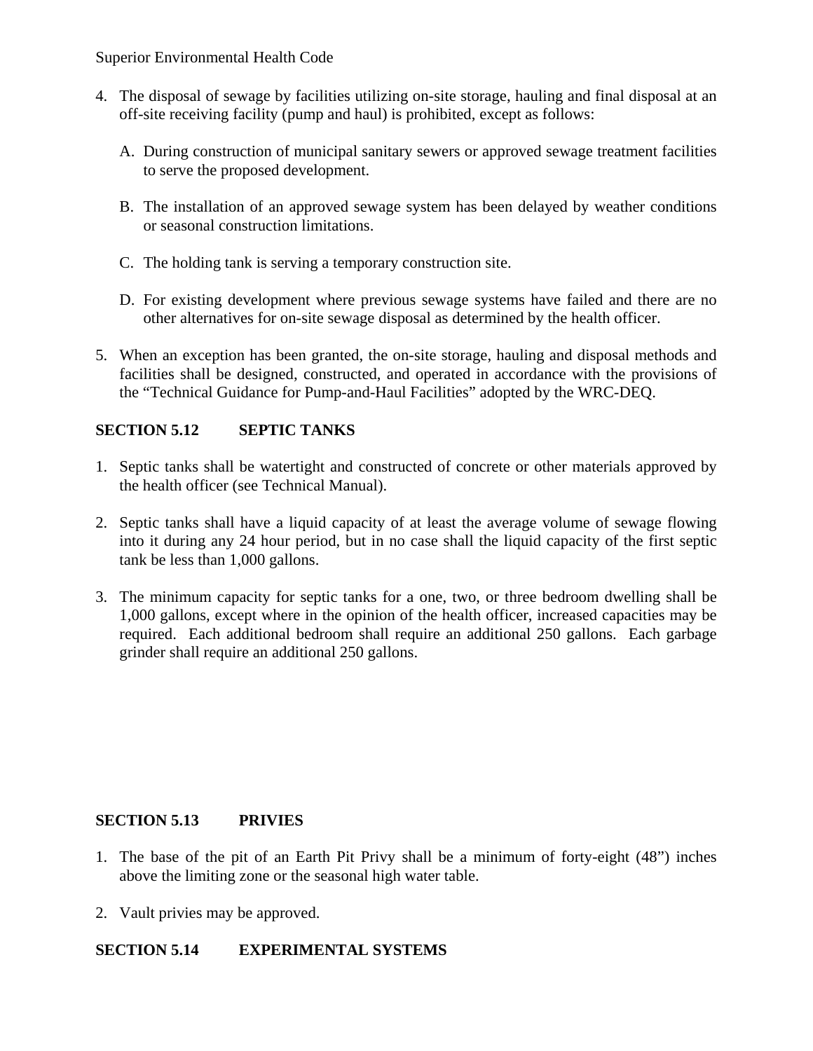4. The disposal of sewage by facilities utilizing on-site storage, hauling and final disposal at an off-site receiving facility (pump and haul) is prohibited, except as follows:

   A. During construction of municipal sanitary sewers or approved sewage treatment facilities to serve the proposed development.

   B. The installation of an approved sewage system has been delayed by weather conditions or seasonal construction limitations.

   C. The holding tank is serving a temporary construction site.

   D. For existing development where previous sewage systems have failed and there are no other alternatives for on-site sewage disposal as determined by the health officer.

5. When an exception has been granted, the on-site storage, hauling and disposal methods and facilities shall be designed, constructed, and operated in accordance with the provisions of the "Technical Guidance for Pump-and-Haul Facilities" adopted by the WRC-DEQ.

## SECTION 5.12 SEPTIC TANKS

1. Septic tanks shall be watertight and constructed of concrete or other materials approved by the health officer (see Technical Manual).

2. Septic tanks shall have a liquid capacity of at least the average volume of sewage flowing into it during any 24 hour period, but in no case shall the liquid capacity of the first septic tank be less than 1,000 gallons.

3. The minimum capacity for septic tanks for a one, two, or three bedroom dwelling shall be 1,000 gallons, except where in the opinion of the health officer, increased capacities may be required. Each additional bedroom shall require an additional 250 gallons. Each garbage grinder shall require an additional 250 gallons.

## SECTION 5.13 PRIVIES

1. The base of the pit of an Earth Pit Privy shall be a minimum of forty-eight (48") inches above the limiting zone or the seasonal high water table.

2. Vault privies may be approved.

## SECTION 5.14 EXPERIMENTAL SYSTEMS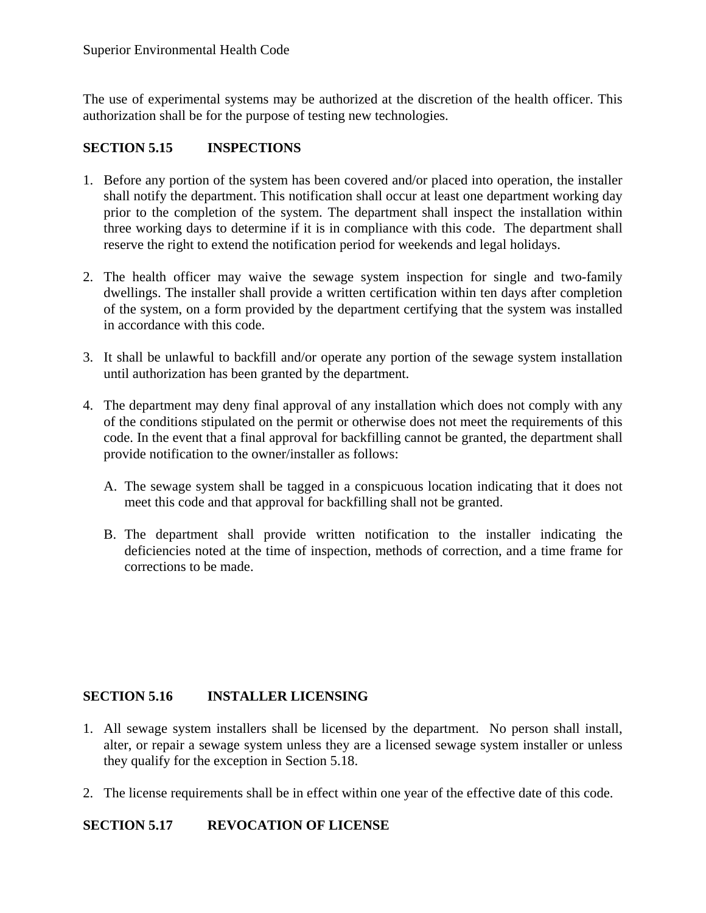The use of experimental systems may be authorized at the discretion of the health officer. This authorization shall be for the purpose of testing new technologies.

## SECTION 5.15 INSPECTIONS

1. Before any portion of the system has been covered and/or placed into operation, the installer shall notify the department. This notification shall occur at least one department working day prior to the completion of the system. The department shall inspect the installation within three working days to determine if it is in compliance with this code. The department shall reserve the right to extend the notification period for weekends and legal holidays.

2. The health officer may waive the sewage system inspection for single and two-family dwellings. The installer shall provide a written certification within ten days after completion of the system, on a form provided by the department certifying that the system was installed in accordance with this code.

3. It shall be unlawful to backfill and/or operate any portion of the sewage system installation until authorization has been granted by the department.

4. The department may deny final approval of any installation which does not comply with any of the conditions stipulated on the permit or otherwise does not meet the requirements of this code. In the event that a final approval for backfilling cannot be granted, the department shall provide notification to the owner/installer as follows:

   A. The sewage system shall be tagged in a conspicuous location indicating that it does not meet this code and that approval for backfilling shall not be granted.

   B. The department shall provide written notification to the installer indicating the deficiencies noted at the time of inspection, methods of correction, and a time frame for corrections to be made.

## SECTION 5.16 INSTALLER LICENSING

1. All sewage system installers shall be licensed by the department. No person shall install, alter, or repair a sewage system unless they are a licensed sewage system installer or unless they qualify for the exception in Section 5.18.

2. The license requirements shall be in effect within one year of the effective date of this code.

## SECTION 5.17 REVOCATION OF LICENSE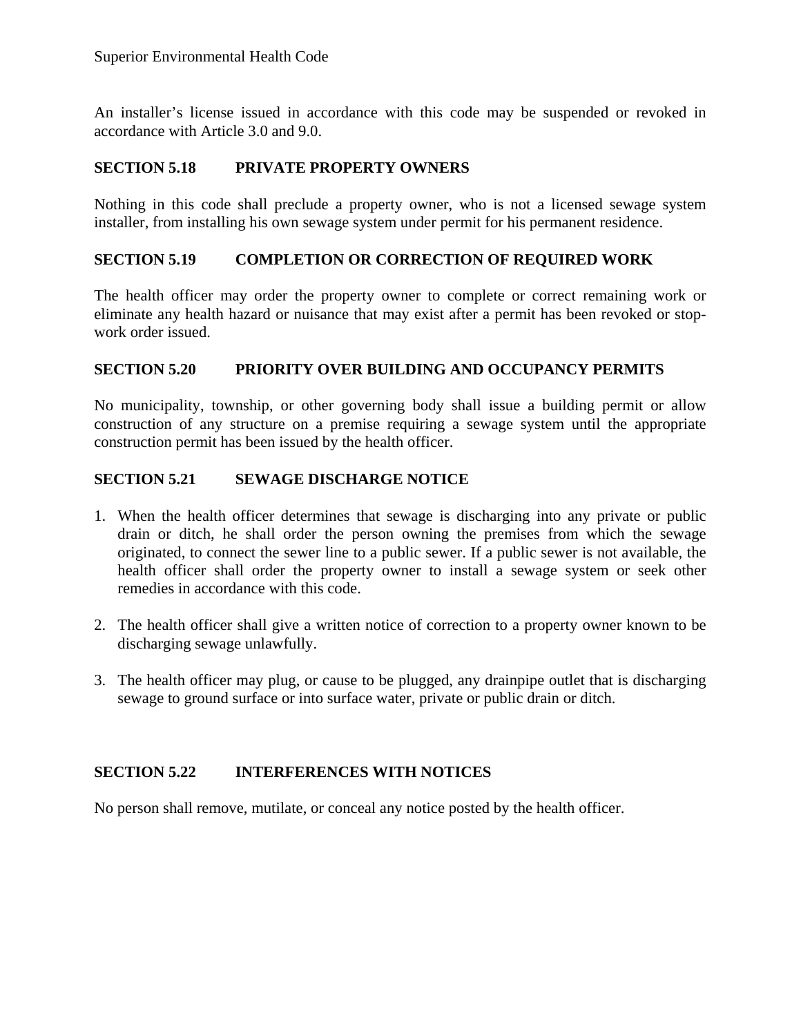An installer's license issued in accordance with this code may be suspended or revoked in accordance with Article 3.0 and 9.0.

### SECTION 5.18 PRIVATE PROPERTY OWNERS

Nothing in this code shall preclude a property owner, who is not a licensed sewage system installer, from installing his own sewage system under permit for his permanent residence.

### SECTION 5.19 COMPLETION OR CORRECTION OF REQUIRED WORK

The health officer may order the property owner to complete or correct remaining work or eliminate any health hazard or nuisance that may exist after a permit has been revoked or stop-work order issued.

### SECTION 5.20 PRIORITY OVER BUILDING AND OCCUPANCY PERMITS

No municipality, township, or other governing body shall issue a building permit or allow construction of any structure on a premise requiring a sewage system until the appropriate construction permit has been issued by the health officer.

### SECTION 5.21 SEWAGE DISCHARGE NOTICE

1. When the health officer determines that sewage is discharging into any private or public drain or ditch, he shall order the person owning the premises from which the sewage originated, to connect the sewer line to a public sewer. If a public sewer is not available, the health officer shall order the property owner to install a sewage system or seek other remedies in accordance with this code.

2. The health officer shall give a written notice of correction to a property owner known to be discharging sewage unlawfully.

3. The health officer may plug, or cause to be plugged, any drainpipe outlet that is discharging sewage to ground surface or into surface water, private or public drain or ditch.

### SECTION 5.22 INTERFERENCES WITH NOTICES

No person shall remove, mutilate, or conceal any notice posted by the health officer.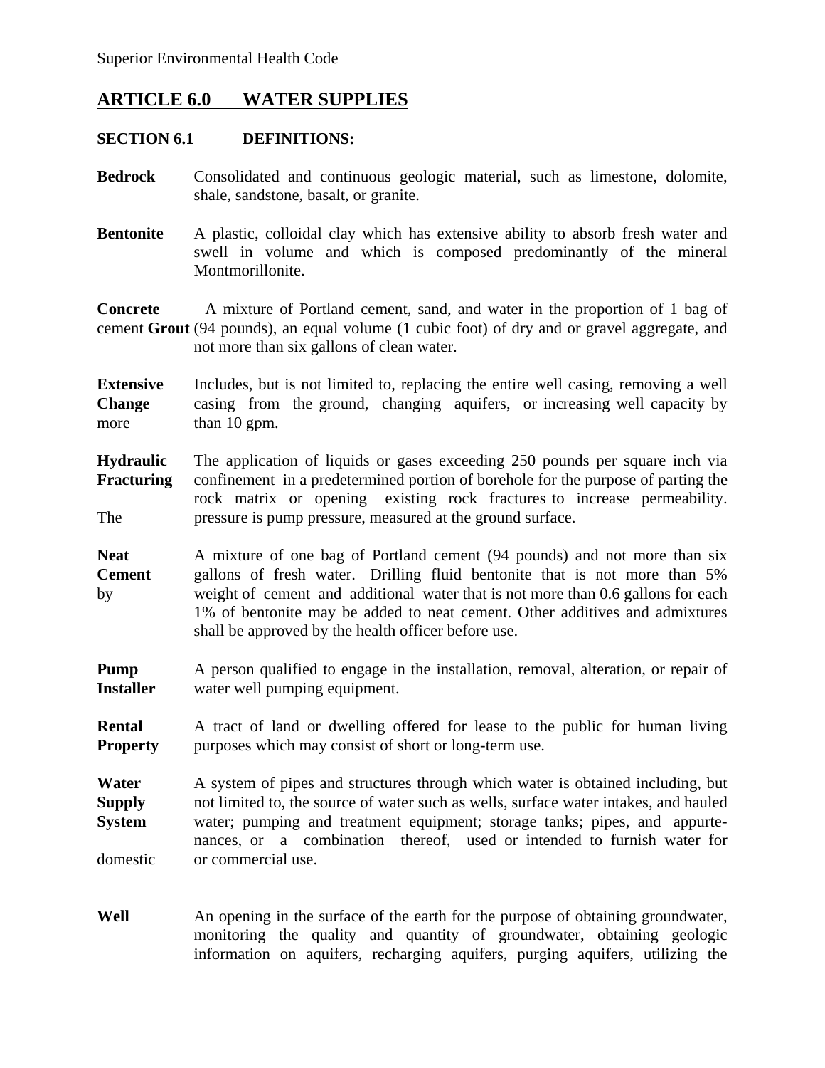## ARTICLE 6.0 WATER SUPPLIES

### SECTION 6.1 DEFINITIONS:

**Bedrock** Consolidated and continuous geologic material, such as limestone, dolomite, shale, sandstone, basalt, or granite.

**Bentonite** A plastic, colloidal clay which has extensive ability to absorb fresh water and swell in volume and which is composed predominantly of the mineral Montmorillonite.

**Concrete Grout** A mixture of Portland cement, sand, and water in the proportion of 1 bag of cement (94 pounds), an equal volume (1 cubic foot) of dry and or gravel aggregate, and not more than six gallons of clean water.

**Extensive Change** Includes, but is not limited to, replacing the entire well casing, removing a well casing from the ground, changing aquifers, or increasing well capacity by more than 10 gpm.

**Hydraulic Fracturing** The application of liquids or gases exceeding 250 pounds per square inch via confinement in a predetermined portion of borehole for the purpose of parting the rock matrix or opening existing rock fractures to increase permeability. The pressure is pump pressure, measured at the ground surface.

**Neat Cement** A mixture of one bag of Portland cement (94 pounds) and not more than six gallons of fresh water. Drilling fluid bentonite that is not more than 5% by weight of cement and additional water that is not more than 0.6 gallons for each 1% of bentonite may be added to neat cement. Other additives and admixtures shall be approved by the health officer before use.

**Pump Installer** A person qualified to engage in the installation, removal, alteration, or repair of water well pumping equipment.

**Rental Property** A tract of land or dwelling offered for lease to the public for human living purposes which may consist of short or long-term use.

**Water Supply System** A system of pipes and structures through which water is obtained including, but not limited to, the source of water such as wells, surface water intakes, and hauled water; pumping and treatment equipment; storage tanks; pipes, and appurtenances, or a combination thereof, used or intended to furnish water for domestic or commercial use.

**Well** An opening in the surface of the earth for the purpose of obtaining groundwater, monitoring the quality and quantity of groundwater, obtaining geologic information on aquifers, recharging aquifers, purging aquifers, utilizing the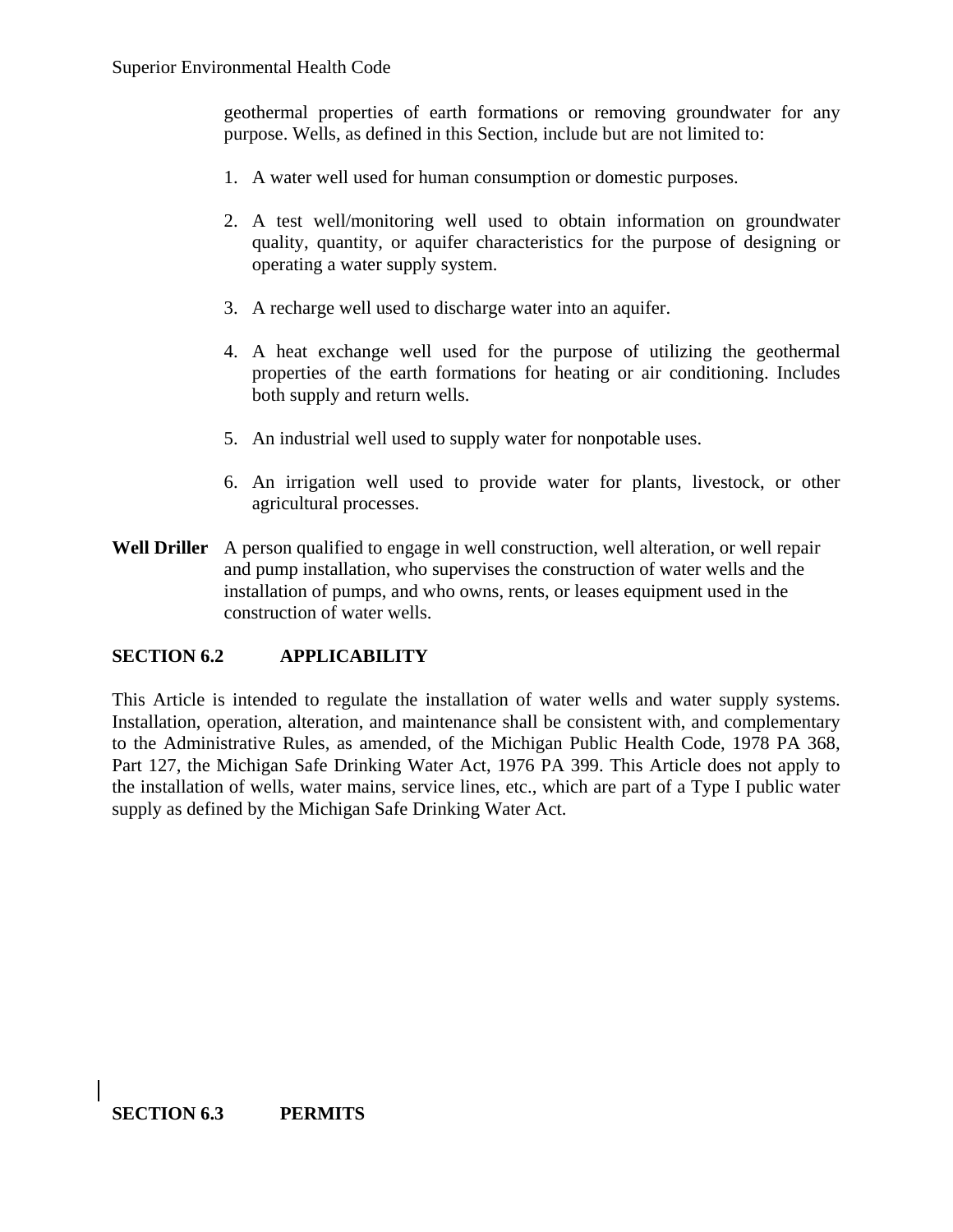geothermal properties of earth formations or removing groundwater for any purpose. Wells, as defined in this Section, include but are not limited to:

1. A water well used for human consumption or domestic purposes.

2. A test well/monitoring well used to obtain information on groundwater quality, quantity, or aquifer characteristics for the purpose of designing or operating a water supply system.

3. A recharge well used to discharge water into an aquifer.

4. A heat exchange well used for the purpose of utilizing the geothermal properties of the earth formations for heating or air conditioning. Includes both supply and return wells.

5. An industrial well used to supply water for nonpotable uses.

6. An irrigation well used to provide water for plants, livestock, or other agricultural processes.

**Well Driller** A person qualified to engage in well construction, well alteration, or well repair and pump installation, who supervises the construction of water wells and the installation of pumps, and who owns, rents, or leases equipment used in the construction of water wells.

## SECTION 6.2 APPLICABILITY

This Article is intended to regulate the installation of water wells and water supply systems. Installation, operation, alteration, and maintenance shall be consistent with, and complementary to the Administrative Rules, as amended, of the Michigan Public Health Code, 1978 PA 368, Part 127, the Michigan Safe Drinking Water Act, 1976 PA 399. This Article does not apply to the installation of wells, water mains, service lines, etc., which are part of a Type I public water supply as defined by the Michigan Safe Drinking Water Act.

## SECTION 6.3 PERMITS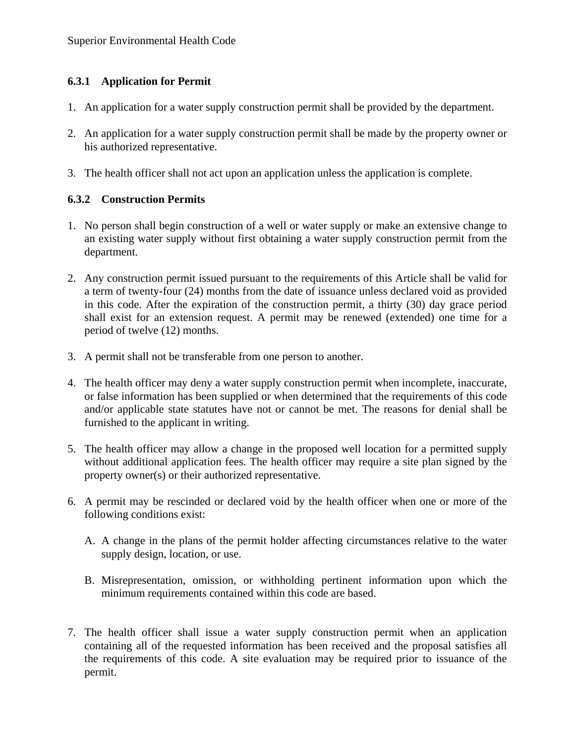### 6.3.1 Application for Permit

1. An application for a water supply construction permit shall be provided by the department.

2. An application for a water supply construction permit shall be made by the property owner or his authorized representative.

3. The health officer shall not act upon an application unless the application is complete.

### 6.3.2 Construction Permits

1. No person shall begin construction of a well or water supply or make an extensive change to an existing water supply without first obtaining a water supply construction permit from the department.

2. Any construction permit issued pursuant to the requirements of this Article shall be valid for a term of twenty-four (24) months from the date of issuance unless declared void as provided in this code. After the expiration of the construction permit, a thirty (30) day grace period shall exist for an extension request. A permit may be renewed (extended) one time for a period of twelve (12) months.

3. A permit shall not be transferable from one person to another.

4. The health officer may deny a water supply construction permit when incomplete, inaccurate, or false information has been supplied or when determined that the requirements of this code and/or applicable state statutes have not or cannot be met. The reasons for denial shall be furnished to the applicant in writing.

5. The health officer may allow a change in the proposed well location for a permitted supply without additional application fees. The health officer may require a site plan signed by the property owner(s) or their authorized representative.

6. A permit may be rescinded or declared void by the health officer when one or more of the following conditions exist:

   A. A change in the plans of the permit holder affecting circumstances relative to the water supply design, location, or use.

   B. Misrepresentation, omission, or withholding pertinent information upon which the minimum requirements contained within this code are based.

7. The health officer shall issue a water supply construction permit when an application containing all of the requested information has been received and the proposal satisfies all the requirements of this code. A site evaluation may be required prior to issuance of the permit.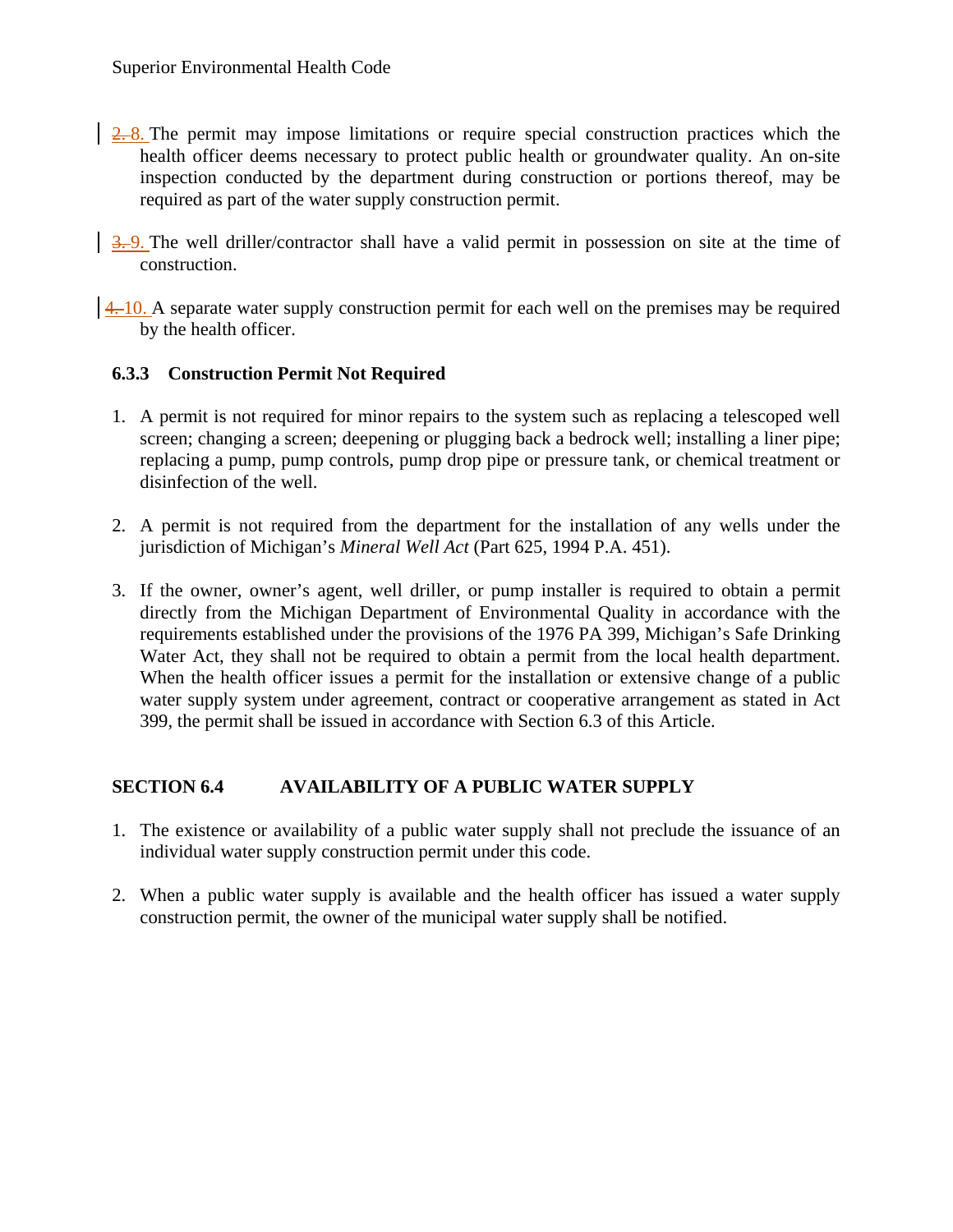~~2.~~ 8. The permit may impose limitations or require special construction practices which the health officer deems necessary to protect public health or groundwater quality. An on-site inspection conducted by the department during construction or portions thereof, may be required as part of the water supply construction permit.

~~3.~~ 9. The well driller/contractor shall have a valid permit in possession on site at the time of construction.

~~4.~~ 10. A separate water supply construction permit for each well on the premises may be required by the health officer.

### 6.3.3 Construction Permit Not Required

1. A permit is not required for minor repairs to the system such as replacing a telescoped well screen; changing a screen; deepening or plugging back a bedrock well; installing a liner pipe; replacing a pump, pump controls, pump drop pipe or pressure tank, or chemical treatment or disinfection of the well.

2. A permit is not required from the department for the installation of any wells under the jurisdiction of Michigan's *Mineral Well Act* (Part 625, 1994 P.A. 451).

3. If the owner, owner's agent, well driller, or pump installer is required to obtain a permit directly from the Michigan Department of Environmental Quality in accordance with the requirements established under the provisions of the 1976 PA 399, Michigan's Safe Drinking Water Act, they shall not be required to obtain a permit from the local health department. When the health officer issues a permit for the installation or extensive change of a public water supply system under agreement, contract or cooperative arrangement as stated in Act 399, the permit shall be issued in accordance with Section 6.3 of this Article.

## SECTION 6.4 AVAILABILITY OF A PUBLIC WATER SUPPLY

1. The existence or availability of a public water supply shall not preclude the issuance of an individual water supply construction permit under this code.

2. When a public water supply is available and the health officer has issued a water supply construction permit, the owner of the municipal water supply shall be notified.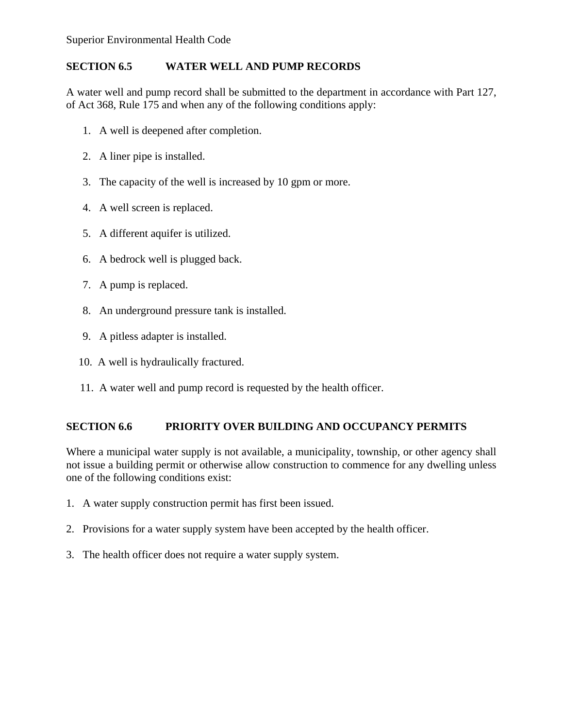## SECTION 6.5 WATER WELL AND PUMP RECORDS

A water well and pump record shall be submitted to the department in accordance with Part 127, of Act 368, Rule 175 and when any of the following conditions apply:

1. A well is deepened after completion.
2. A liner pipe is installed.
3. The capacity of the well is increased by 10 gpm or more.
4. A well screen is replaced.
5. A different aquifer is utilized.
6. A bedrock well is plugged back.
7. A pump is replaced.
8. An underground pressure tank is installed.
9. A pitless adapter is installed.
10. A well is hydraulically fractured.
11. A water well and pump record is requested by the health officer.

## SECTION 6.6 PRIORITY OVER BUILDING AND OCCUPANCY PERMITS

Where a municipal water supply is not available, a municipality, township, or other agency shall not issue a building permit or otherwise allow construction to commence for any dwelling unless one of the following conditions exist:

1. A water supply construction permit has first been issued.
2. Provisions for a water supply system have been accepted by the health officer.
3. The health officer does not require a water supply system.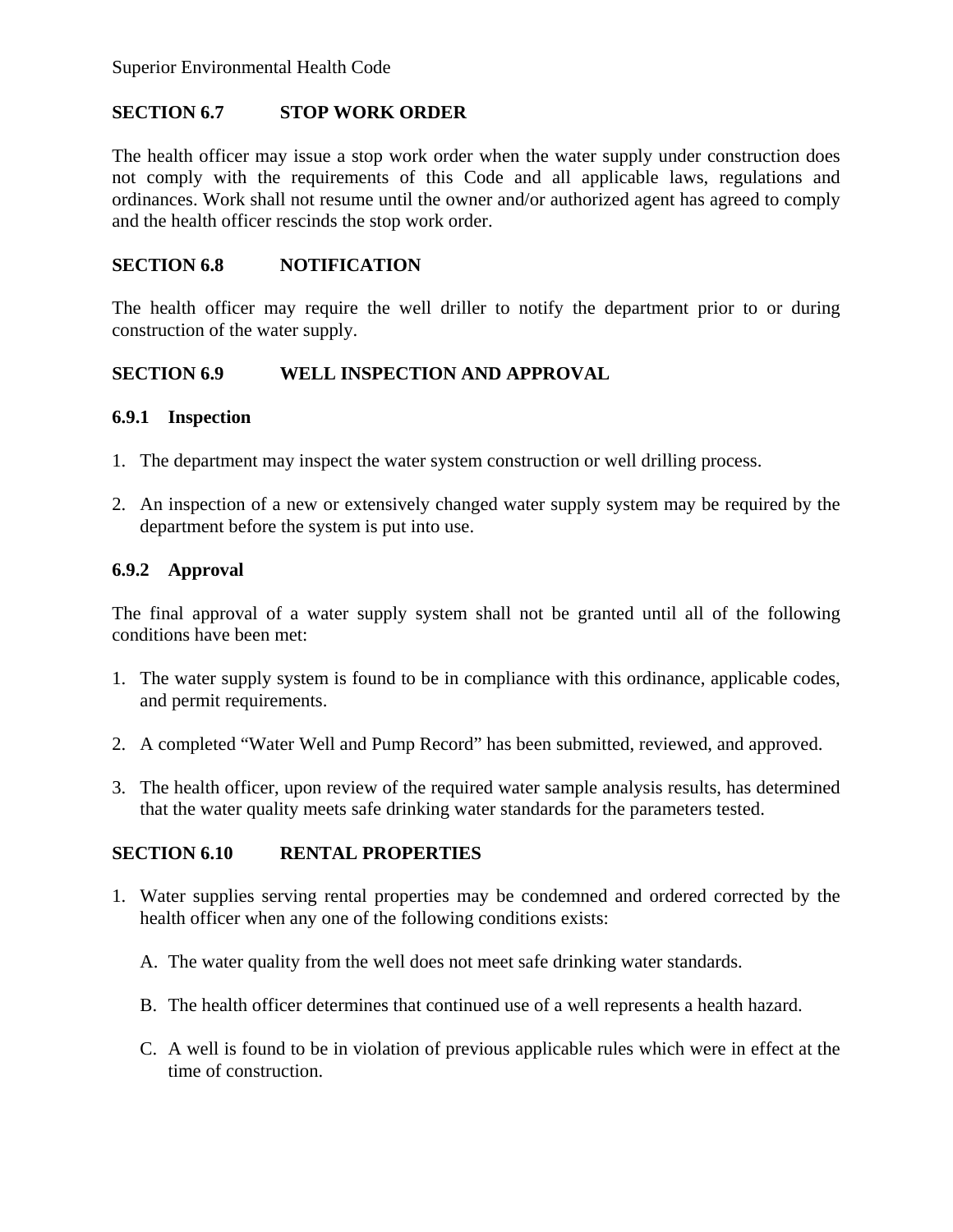## SECTION 6.7 STOP WORK ORDER

The health officer may issue a stop work order when the water supply under construction does not comply with the requirements of this Code and all applicable laws, regulations and ordinances. Work shall not resume until the owner and/or authorized agent has agreed to comply and the health officer rescinds the stop work order.

## SECTION 6.8 NOTIFICATION

The health officer may require the well driller to notify the department prior to or during construction of the water supply.

## SECTION 6.9 WELL INSPECTION AND APPROVAL

### 6.9.1 Inspection

1. The department may inspect the water system construction or well drilling process.

2. An inspection of a new or extensively changed water supply system may be required by the department before the system is put into use.

### 6.9.2 Approval

The final approval of a water supply system shall not be granted until all of the following conditions have been met:

1. The water supply system is found to be in compliance with this ordinance, applicable codes, and permit requirements.

2. A completed "Water Well and Pump Record" has been submitted, reviewed, and approved.

3. The health officer, upon review of the required water sample analysis results, has determined that the water quality meets safe drinking water standards for the parameters tested.

## SECTION 6.10 RENTAL PROPERTIES

1. Water supplies serving rental properties may be condemned and ordered corrected by the health officer when any one of the following conditions exists:

   A. The water quality from the well does not meet safe drinking water standards.

   B. The health officer determines that continued use of a well represents a health hazard.

   C. A well is found to be in violation of previous applicable rules which were in effect at the time of construction.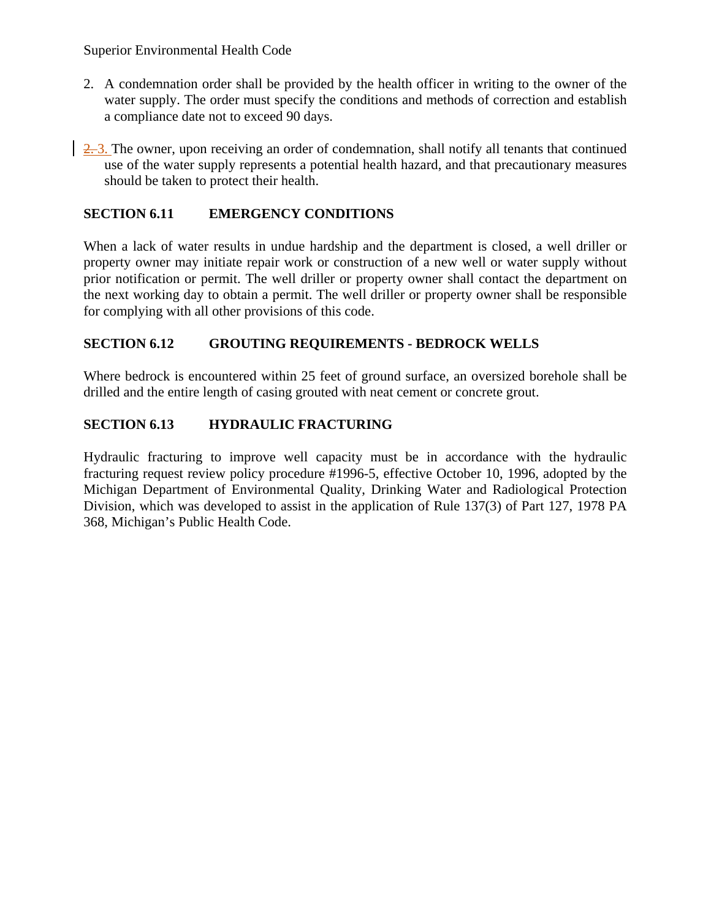2. A condemnation order shall be provided by the health officer in writing to the owner of the water supply. The order must specify the conditions and methods of correction and establish a compliance date not to exceed 90 days.

3. The owner, upon receiving an order of condemnation, shall notify all tenants that continued use of the water supply represents a potential health hazard, and that precautionary measures should be taken to protect their health.

## SECTION 6.11 EMERGENCY CONDITIONS

When a lack of water results in undue hardship and the department is closed, a well driller or property owner may initiate repair work or construction of a new well or water supply without prior notification or permit. The well driller or property owner shall contact the department on the next working day to obtain a permit. The well driller or property owner shall be responsible for complying with all other provisions of this code.

## SECTION 6.12 GROUTING REQUIREMENTS - BEDROCK WELLS

Where bedrock is encountered within 25 feet of ground surface, an oversized borehole shall be drilled and the entire length of casing grouted with neat cement or concrete grout.

## SECTION 6.13 HYDRAULIC FRACTURING

Hydraulic fracturing to improve well capacity must be in accordance with the hydraulic fracturing request review policy procedure #1996-5, effective October 10, 1996, adopted by the Michigan Department of Environmental Quality, Drinking Water and Radiological Protection Division, which was developed to assist in the application of Rule 137(3) of Part 127, 1978 PA 368, Michigan's Public Health Code.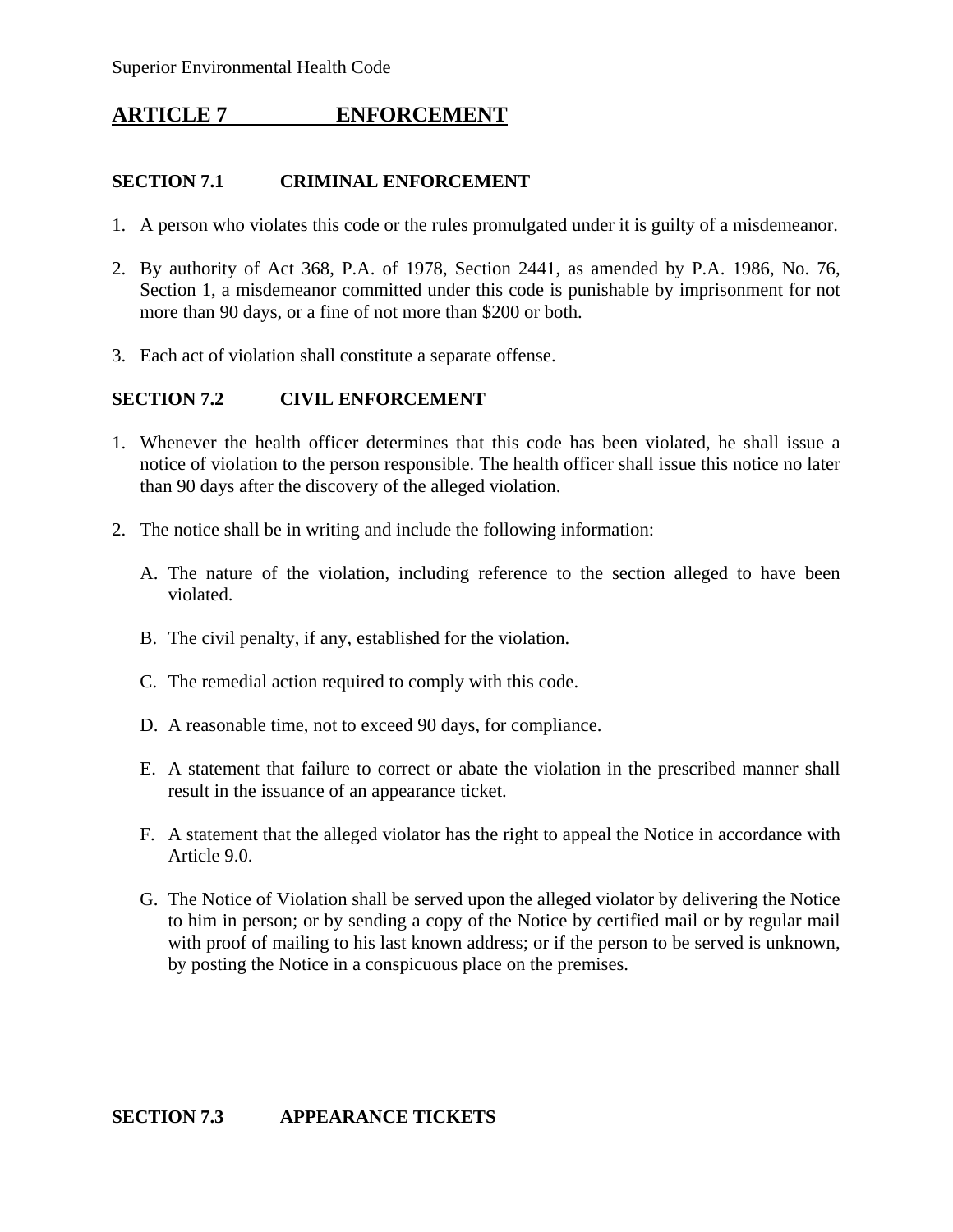## ARTICLE 7 ENFORCEMENT

### SECTION 7.1 CRIMINAL ENFORCEMENT

1. A person who violates this code or the rules promulgated under it is guilty of a misdemeanor.

2. By authority of Act 368, P.A. of 1978, Section 2441, as amended by P.A. 1986, No. 76, Section 1, a misdemeanor committed under this code is punishable by imprisonment for not more than 90 days, or a fine of not more than $200 or both.

3. Each act of violation shall constitute a separate offense.

### SECTION 7.2 CIVIL ENFORCEMENT

1. Whenever the health officer determines that this code has been violated, he shall issue a notice of violation to the person responsible. The health officer shall issue this notice no later than 90 days after the discovery of the alleged violation.

2. The notice shall be in writing and include the following information:

   A. The nature of the violation, including reference to the section alleged to have been violated.

   B. The civil penalty, if any, established for the violation.

   C. The remedial action required to comply with this code.

   D. A reasonable time, not to exceed 90 days, for compliance.

   E. A statement that failure to correct or abate the violation in the prescribed manner shall result in the issuance of an appearance ticket.

   F. A statement that the alleged violator has the right to appeal the Notice in accordance with Article 9.0.

   G. The Notice of Violation shall be served upon the alleged violator by delivering the Notice to him in person; or by sending a copy of the Notice by certified mail or by regular mail with proof of mailing to his last known address; or if the person to be served is unknown, by posting the Notice in a conspicuous place on the premises.

### SECTION 7.3 APPEARANCE TICKETS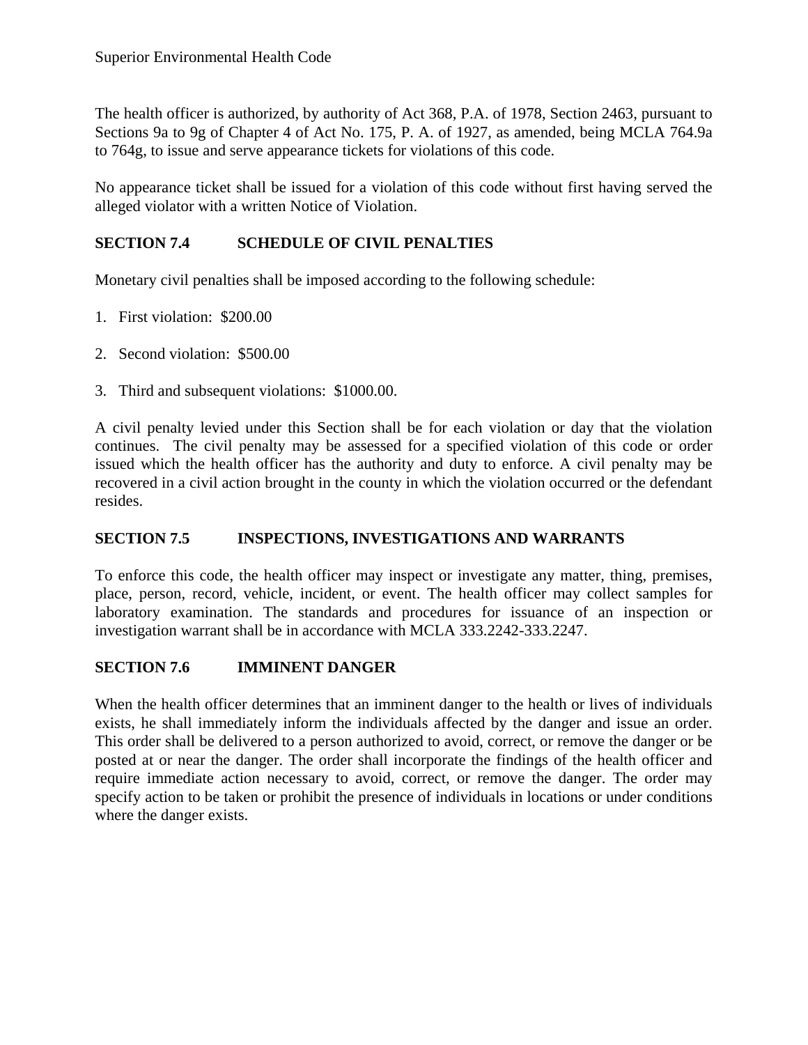The health officer is authorized, by authority of Act 368, P.A. of 1978, Section 2463, pursuant to Sections 9a to 9g of Chapter 4 of Act No. 175, P. A. of 1927, as amended, being MCLA 764.9a to 764g, to issue and serve appearance tickets for violations of this code.

No appearance ticket shall be issued for a violation of this code without first having served the alleged violator with a written Notice of Violation.

## SECTION 7.4 SCHEDULE OF CIVIL PENALTIES

Monetary civil penalties shall be imposed according to the following schedule:

1. First violation: $200.00
2. Second violation: $500.00
3. Third and subsequent violations: $1000.00.

A civil penalty levied under this Section shall be for each violation or day that the violation continues. The civil penalty may be assessed for a specified violation of this code or order issued which the health officer has the authority and duty to enforce. A civil penalty may be recovered in a civil action brought in the county in which the violation occurred or the defendant resides.

## SECTION 7.5 INSPECTIONS, INVESTIGATIONS AND WARRANTS

To enforce this code, the health officer may inspect or investigate any matter, thing, premises, place, person, record, vehicle, incident, or event. The health officer may collect samples for laboratory examination. The standards and procedures for issuance of an inspection or investigation warrant shall be in accordance with MCLA 333.2242-333.2247.

## SECTION 7.6 IMMINENT DANGER

When the health officer determines that an imminent danger to the health or lives of individuals exists, he shall immediately inform the individuals affected by the danger and issue an order. This order shall be delivered to a person authorized to avoid, correct, or remove the danger or be posted at or near the danger. The order shall incorporate the findings of the health officer and require immediate action necessary to avoid, correct, or remove the danger. The order may specify action to be taken or prohibit the presence of individuals in locations or under conditions where the danger exists.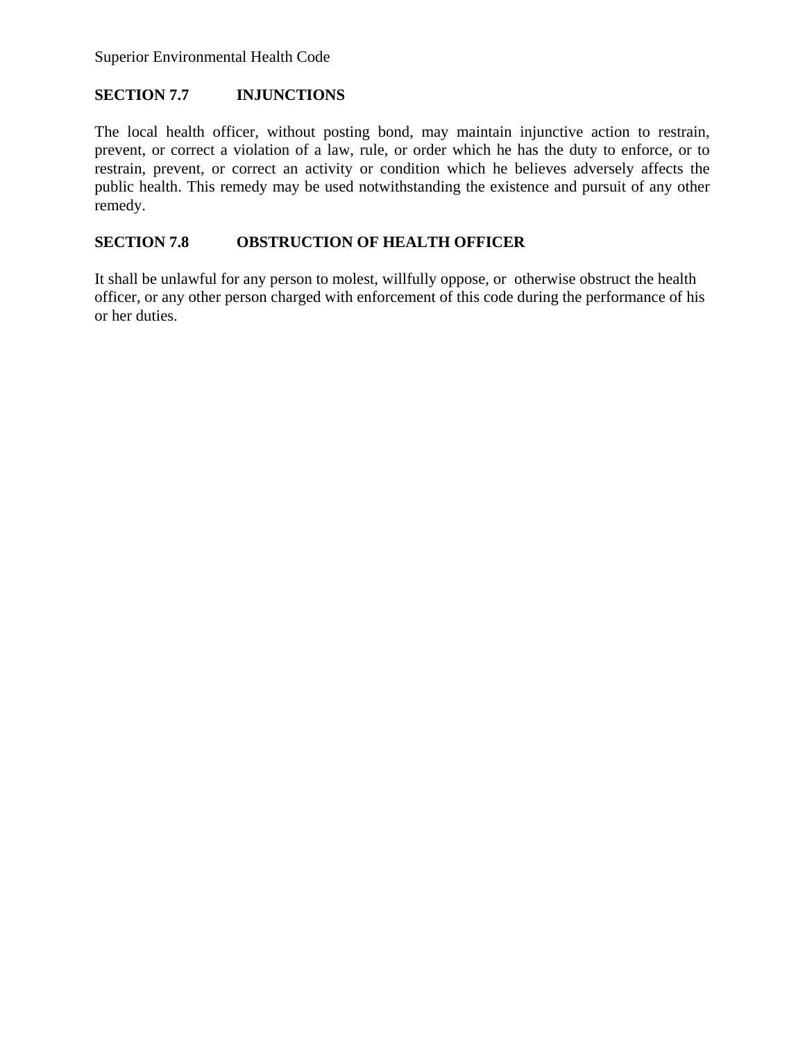## SECTION 7.7 INJUNCTIONS

The local health officer, without posting bond, may maintain injunctive action to restrain, prevent, or correct a violation of a law, rule, or order which he has the duty to enforce, or to restrain, prevent, or correct an activity or condition which he believes adversely affects the public health. This remedy may be used notwithstanding the existence and pursuit of any other remedy.

## SECTION 7.8 OBSTRUCTION OF HEALTH OFFICER

It shall be unlawful for any person to molest, willfully oppose, or otherwise obstruct the health officer, or any other person charged with enforcement of this code during the performance of his or her duties.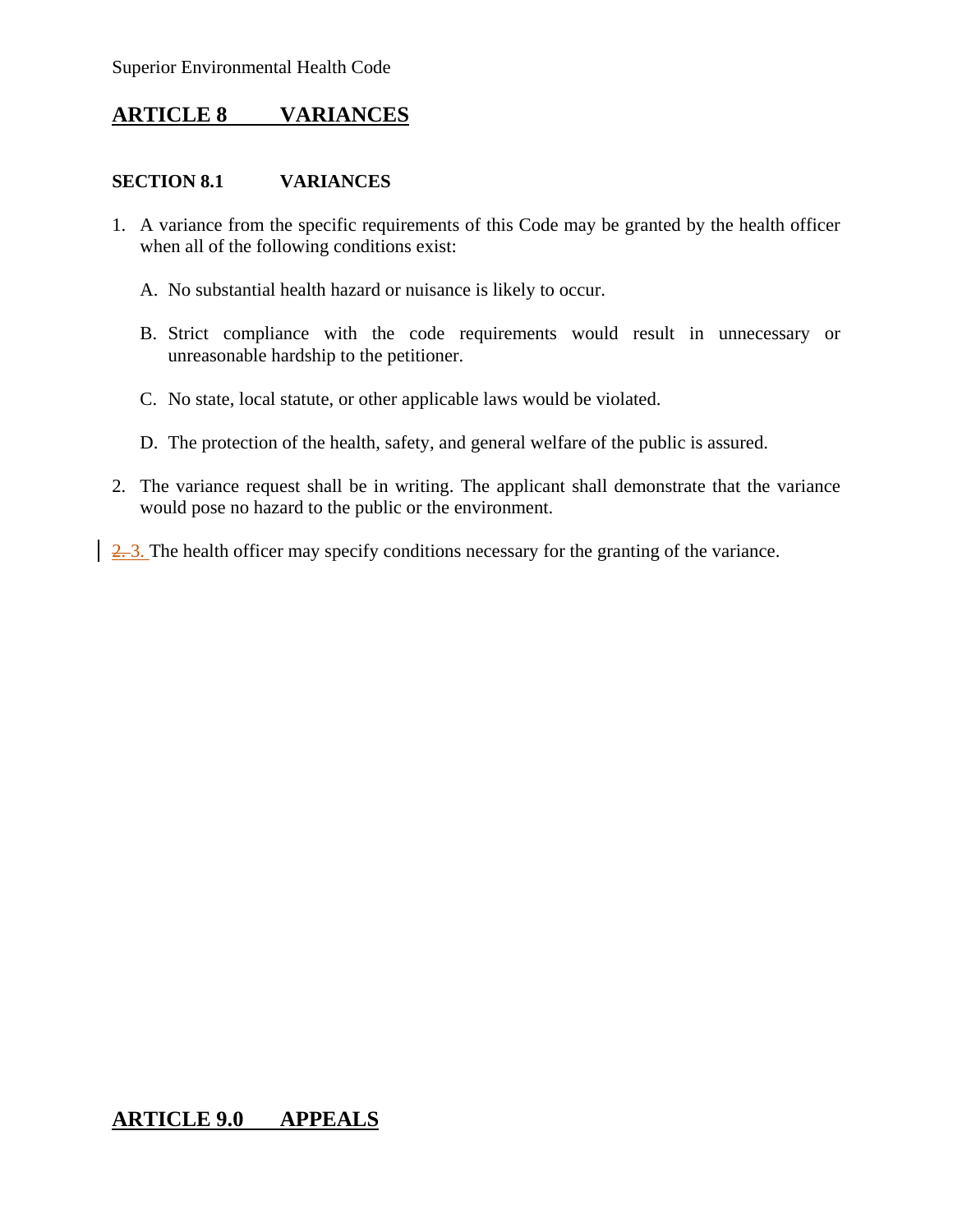## ARTICLE 8 VARIANCES

### SECTION 8.1 VARIANCES

1. A variance from the specific requirements of this Code may be granted by the health officer when all of the following conditions exist:

   A. No substantial health hazard or nuisance is likely to occur.

   B. Strict compliance with the code requirements would result in unnecessary or unreasonable hardship to the petitioner.

   C. No state, local statute, or other applicable laws would be violated.

   D. The protection of the health, safety, and general welfare of the public is assured.

2. The variance request shall be in writing. The applicant shall demonstrate that the variance would pose no hazard to the public or the environment.

~~2.~~ 3. The health officer may specify conditions necessary for the granting of the variance.

## ARTICLE 9.0 APPEALS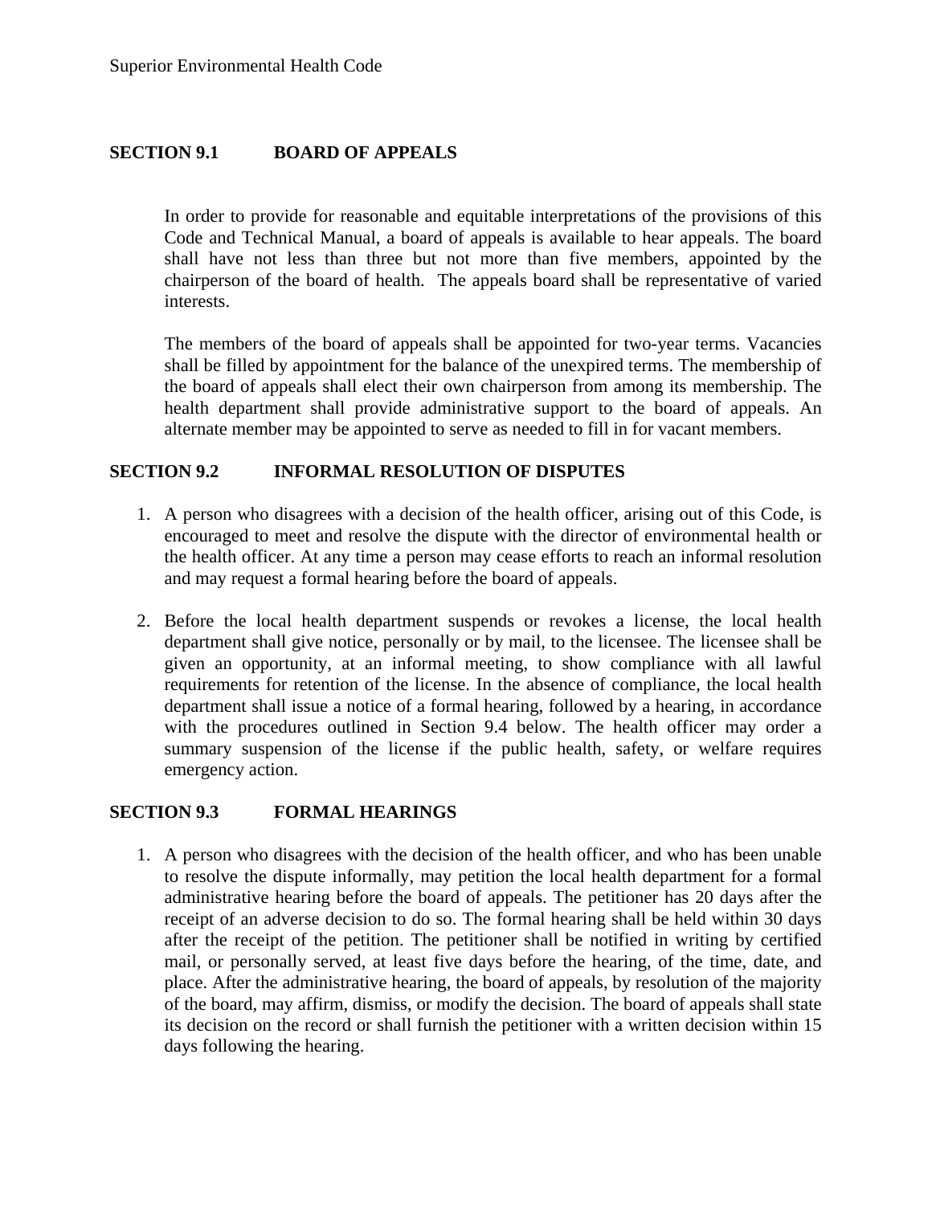## SECTION 9.1 BOARD OF APPEALS

In order to provide for reasonable and equitable interpretations of the provisions of this Code and Technical Manual, a board of appeals is available to hear appeals. The board shall have not less than three but not more than five members, appointed by the chairperson of the board of health. The appeals board shall be representative of varied interests.

The members of the board of appeals shall be appointed for two-year terms. Vacancies shall be filled by appointment for the balance of the unexpired terms. The membership of the board of appeals shall elect their own chairperson from among its membership. The health department shall provide administrative support to the board of appeals. An alternate member may be appointed to serve as needed to fill in for vacant members.

## SECTION 9.2 INFORMAL RESOLUTION OF DISPUTES

1. A person who disagrees with a decision of the health officer, arising out of this Code, is encouraged to meet and resolve the dispute with the director of environmental health or the health officer. At any time a person may cease efforts to reach an informal resolution and may request a formal hearing before the board of appeals.

2. Before the local health department suspends or revokes a license, the local health department shall give notice, personally or by mail, to the licensee. The licensee shall be given an opportunity, at an informal meeting, to show compliance with all lawful requirements for retention of the license. In the absence of compliance, the local health department shall issue a notice of a formal hearing, followed by a hearing, in accordance with the procedures outlined in Section 9.4 below. The health officer may order a summary suspension of the license if the public health, safety, or welfare requires emergency action.

## SECTION 9.3 FORMAL HEARINGS

1. A person who disagrees with the decision of the health officer, and who has been unable to resolve the dispute informally, may petition the local health department for a formal administrative hearing before the board of appeals. The petitioner has 20 days after the receipt of an adverse decision to do so. The formal hearing shall be held within 30 days after the receipt of the petition. The petitioner shall be notified in writing by certified mail, or personally served, at least five days before the hearing, of the time, date, and place. After the administrative hearing, the board of appeals, by resolution of the majority of the board, may affirm, dismiss, or modify the decision. The board of appeals shall state its decision on the record or shall furnish the petitioner with a written decision within 15 days following the hearing.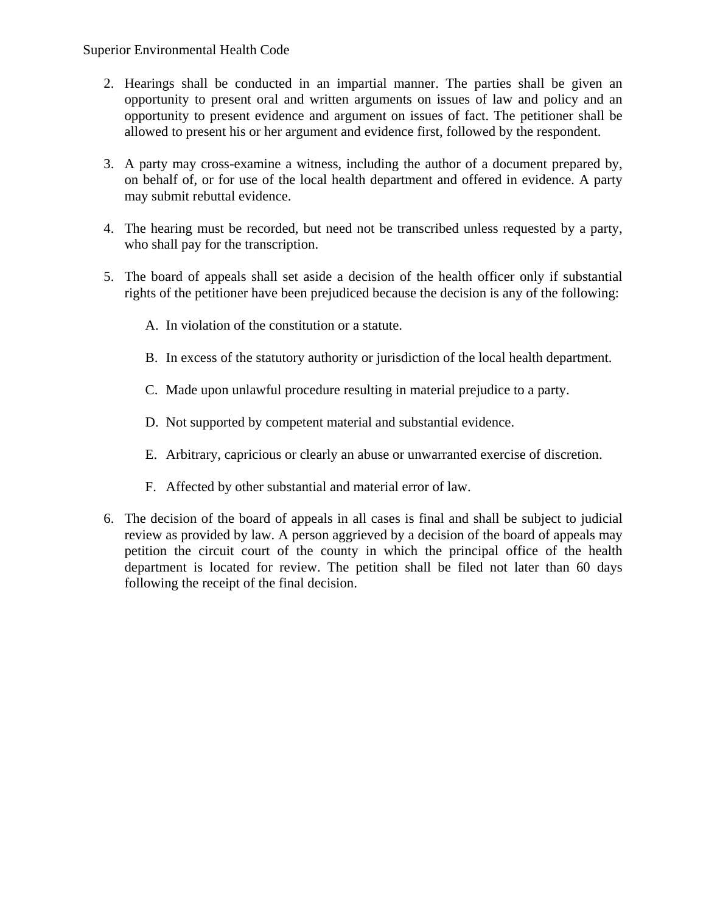2. Hearings shall be conducted in an impartial manner. The parties shall be given an opportunity to present oral and written arguments on issues of law and policy and an opportunity to present evidence and argument on issues of fact. The petitioner shall be allowed to present his or her argument and evidence first, followed by the respondent.

3. A party may cross-examine a witness, including the author of a document prepared by, on behalf of, or for use of the local health department and offered in evidence. A party may submit rebuttal evidence.

4. The hearing must be recorded, but need not be transcribed unless requested by a party, who shall pay for the transcription.

5. The board of appeals shall set aside a decision of the health officer only if substantial rights of the petitioner have been prejudiced because the decision is any of the following:

   A. In violation of the constitution or a statute.

   B. In excess of the statutory authority or jurisdiction of the local health department.

   C. Made upon unlawful procedure resulting in material prejudice to a party.

   D. Not supported by competent material and substantial evidence.

   E. Arbitrary, capricious or clearly an abuse or unwarranted exercise of discretion.

   F. Affected by other substantial and material error of law.

6. The decision of the board of appeals in all cases is final and shall be subject to judicial review as provided by law. A person aggrieved by a decision of the board of appeals may petition the circuit court of the county in which the principal office of the health department is located for review. The petition shall be filed not later than 60 days following the receipt of the final decision.